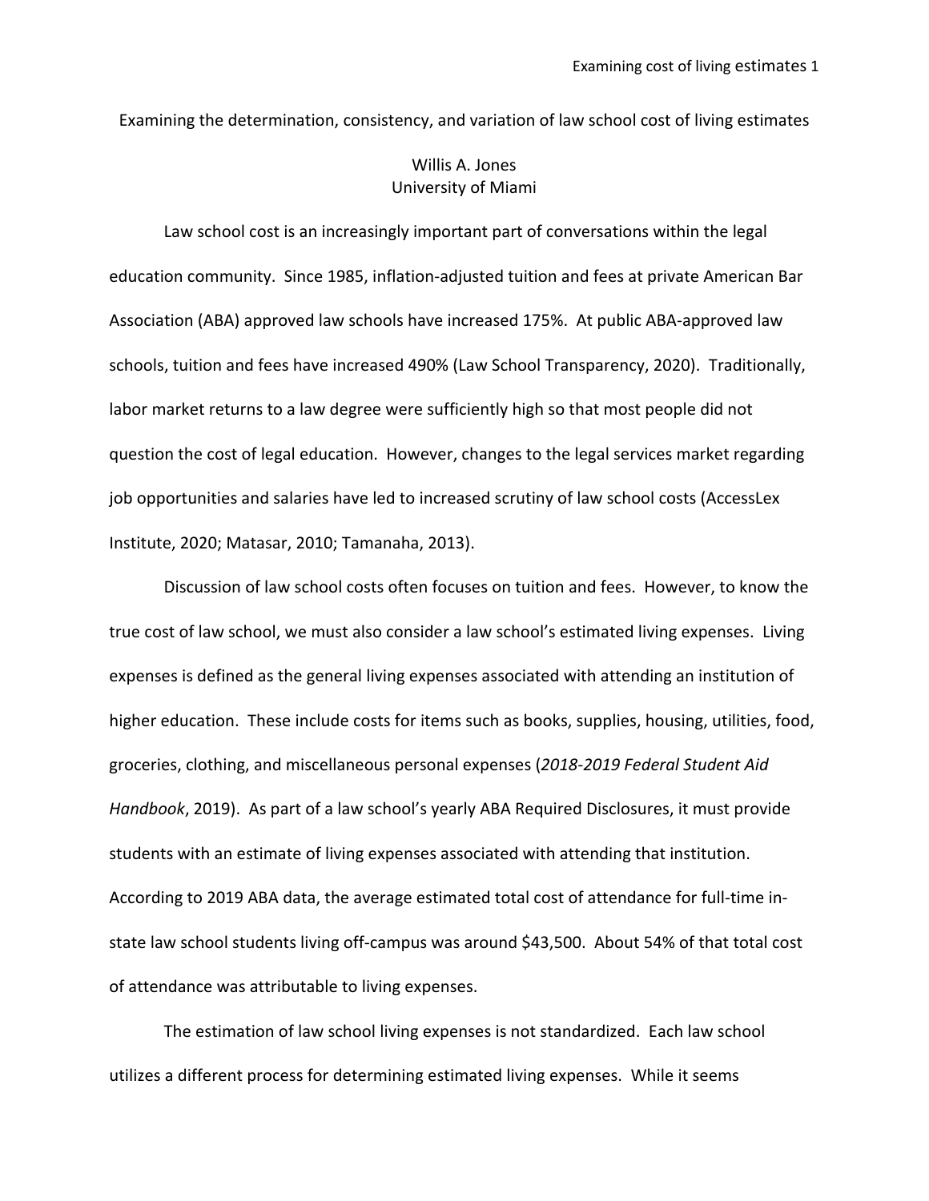# Examining the determination, consistency, and variation of law school cost of living estimates

Willis A. Jones
University of Miami

Law school cost is an increasingly important part of conversations within the legal education community. Since 1985, inflation-adjusted tuition and fees at private American Bar Association (ABA) approved law schools have increased 175%. At public ABA-approved law schools, tuition and fees have increased 490% (Law School Transparency, 2020). Traditionally, labor market returns to a law degree were sufficiently high so that most people did not question the cost of legal education. However, changes to the legal services market regarding job opportunities and salaries have led to increased scrutiny of law school costs (AccessLex Institute, 2020; Matasar, 2010; Tamanaha, 2013).

Discussion of law school costs often focuses on tuition and fees. However, to know the true cost of law school, we must also consider a law school's estimated living expenses. Living expenses is defined as the general living expenses associated with attending an institution of higher education. These include costs for items such as books, supplies, housing, utilities, food, groceries, clothing, and miscellaneous personal expenses (*2018-2019 Federal Student Aid Handbook*, 2019). As part of a law school's yearly ABA Required Disclosures, it must provide students with an estimate of living expenses associated with attending that institution. According to 2019 ABA data, the average estimated total cost of attendance for full-time in-state law school students living off-campus was around $43,500. About 54% of that total cost of attendance was attributable to living expenses.

The estimation of law school living expenses is not standardized. Each law school utilizes a different process for determining estimated living expenses. While it seems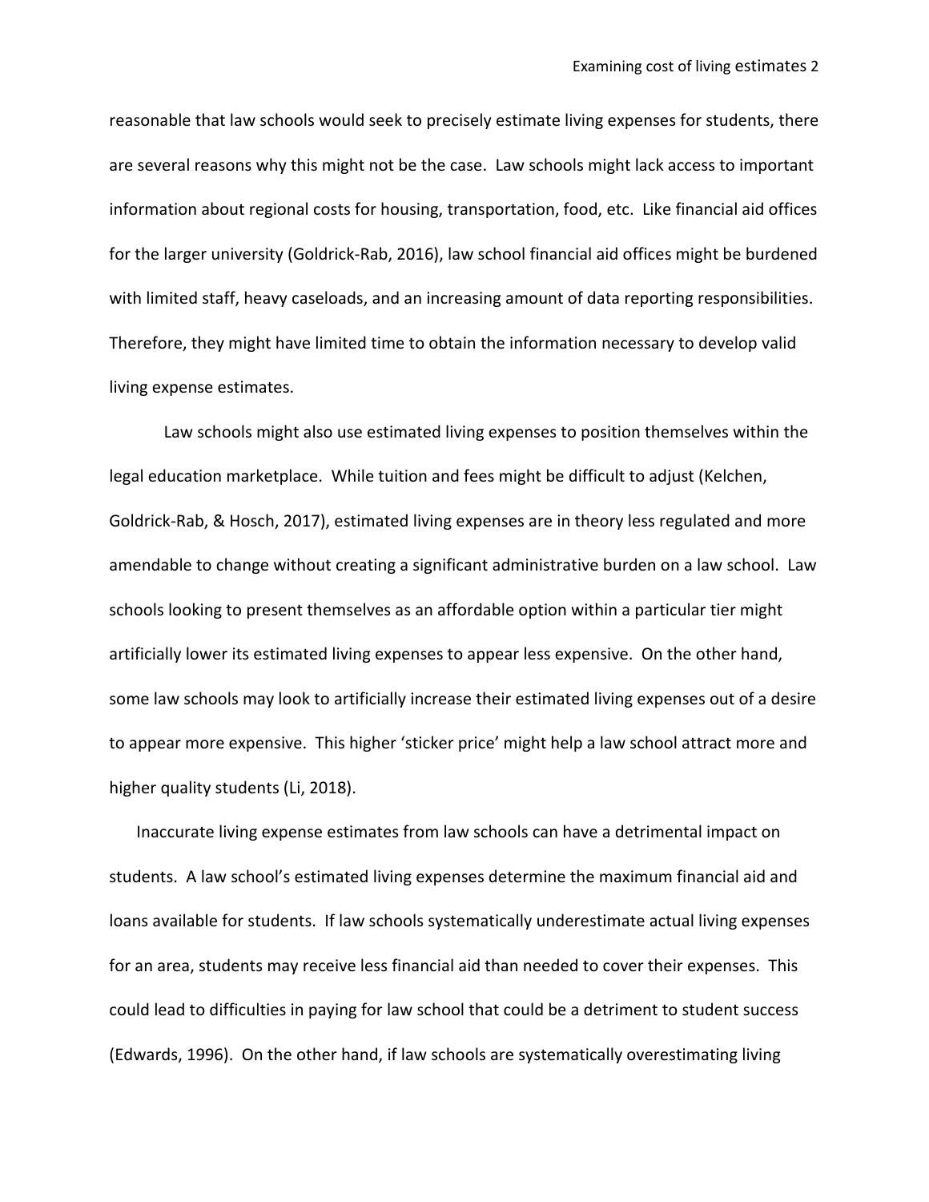reasonable that law schools would seek to precisely estimate living expenses for students, there are several reasons why this might not be the case. Law schools might lack access to important information about regional costs for housing, transportation, food, etc. Like financial aid offices for the larger university (Goldrick-Rab, 2016), law school financial aid offices might be burdened with limited staff, heavy caseloads, and an increasing amount of data reporting responsibilities. Therefore, they might have limited time to obtain the information necessary to develop valid living expense estimates.

Law schools might also use estimated living expenses to position themselves within the legal education marketplace. While tuition and fees might be difficult to adjust (Kelchen, Goldrick-Rab, & Hosch, 2017), estimated living expenses are in theory less regulated and more amendable to change without creating a significant administrative burden on a law school. Law schools looking to present themselves as an affordable option within a particular tier might artificially lower its estimated living expenses to appear less expensive. On the other hand, some law schools may look to artificially increase their estimated living expenses out of a desire to appear more expensive. This higher 'sticker price' might help a law school attract more and higher quality students (Li, 2018).

Inaccurate living expense estimates from law schools can have a detrimental impact on students. A law school's estimated living expenses determine the maximum financial aid and loans available for students. If law schools systematically underestimate actual living expenses for an area, students may receive less financial aid than needed to cover their expenses. This could lead to difficulties in paying for law school that could be a detriment to student success (Edwards, 1996). On the other hand, if law schools are systematically overestimating living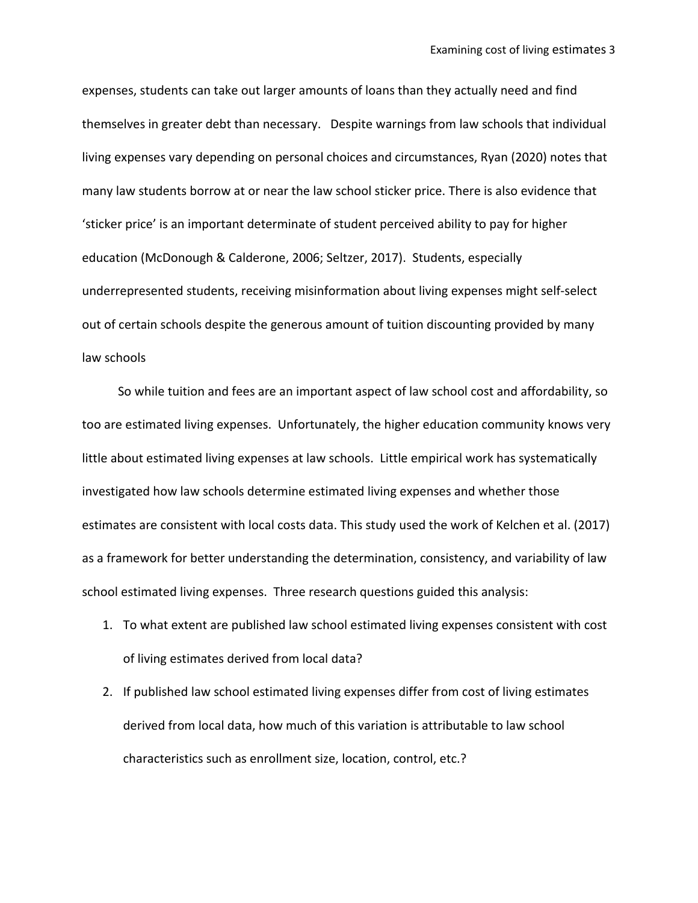expenses, students can take out larger amounts of loans than they actually need and find themselves in greater debt than necessary. Despite warnings from law schools that individual living expenses vary depending on personal choices and circumstances, Ryan (2020) notes that many law students borrow at or near the law school sticker price. There is also evidence that 'sticker price' is an important determinate of student perceived ability to pay for higher education (McDonough & Calderone, 2006; Seltzer, 2017). Students, especially underrepresented students, receiving misinformation about living expenses might self-select out of certain schools despite the generous amount of tuition discounting provided by many law schools

So while tuition and fees are an important aspect of law school cost and affordability, so too are estimated living expenses. Unfortunately, the higher education community knows very little about estimated living expenses at law schools. Little empirical work has systematically investigated how law schools determine estimated living expenses and whether those estimates are consistent with local costs data. This study used the work of Kelchen et al. (2017) as a framework for better understanding the determination, consistency, and variability of law school estimated living expenses. Three research questions guided this analysis:

1. To what extent are published law school estimated living expenses consistent with cost of living estimates derived from local data?
2. If published law school estimated living expenses differ from cost of living estimates derived from local data, how much of this variation is attributable to law school characteristics such as enrollment size, location, control, etc.?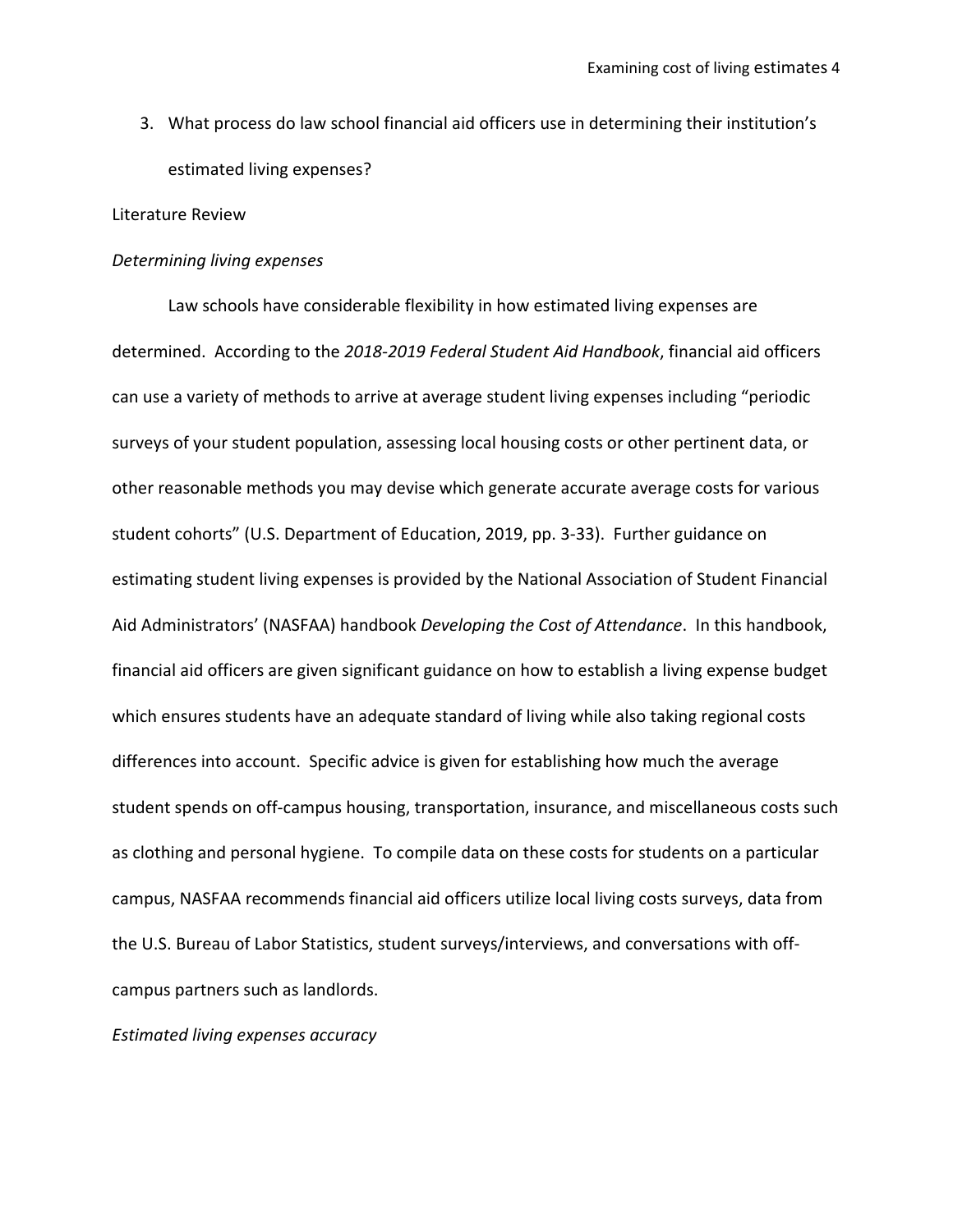3. What process do law school financial aid officers use in determining their institution's estimated living expenses?

## Literature Review

### *Determining living expenses*

Law schools have considerable flexibility in how estimated living expenses are determined. According to the *2018-2019 Federal Student Aid Handbook*, financial aid officers can use a variety of methods to arrive at average student living expenses including "periodic surveys of your student population, assessing local housing costs or other pertinent data, or other reasonable methods you may devise which generate accurate average costs for various student cohorts" (U.S. Department of Education, 2019, pp. 3-33). Further guidance on estimating student living expenses is provided by the National Association of Student Financial Aid Administrators' (NASFAA) handbook *Developing the Cost of Attendance*. In this handbook, financial aid officers are given significant guidance on how to establish a living expense budget which ensures students have an adequate standard of living while also taking regional costs differences into account. Specific advice is given for establishing how much the average student spends on off-campus housing, transportation, insurance, and miscellaneous costs such as clothing and personal hygiene. To compile data on these costs for students on a particular campus, NASFAA recommends financial aid officers utilize local living costs surveys, data from the U.S. Bureau of Labor Statistics, student surveys/interviews, and conversations with off-campus partners such as landlords.

### *Estimated living expenses accuracy*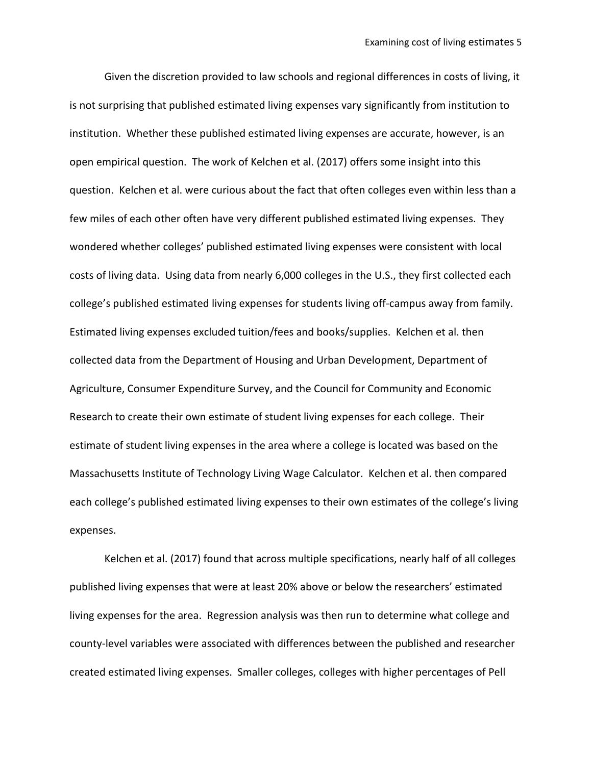Given the discretion provided to law schools and regional differences in costs of living, it is not surprising that published estimated living expenses vary significantly from institution to institution. Whether these published estimated living expenses are accurate, however, is an open empirical question. The work of Kelchen et al. (2017) offers some insight into this question. Kelchen et al. were curious about the fact that often colleges even within less than a few miles of each other often have very different published estimated living expenses. They wondered whether colleges' published estimated living expenses were consistent with local costs of living data. Using data from nearly 6,000 colleges in the U.S., they first collected each college's published estimated living expenses for students living off-campus away from family. Estimated living expenses excluded tuition/fees and books/supplies. Kelchen et al. then collected data from the Department of Housing and Urban Development, Department of Agriculture, Consumer Expenditure Survey, and the Council for Community and Economic Research to create their own estimate of student living expenses for each college. Their estimate of student living expenses in the area where a college is located was based on the Massachusetts Institute of Technology Living Wage Calculator. Kelchen et al. then compared each college's published estimated living expenses to their own estimates of the college's living expenses.

Kelchen et al. (2017) found that across multiple specifications, nearly half of all colleges published living expenses that were at least 20% above or below the researchers' estimated living expenses for the area. Regression analysis was then run to determine what college and county-level variables were associated with differences between the published and researcher created estimated living expenses. Smaller colleges, colleges with higher percentages of Pell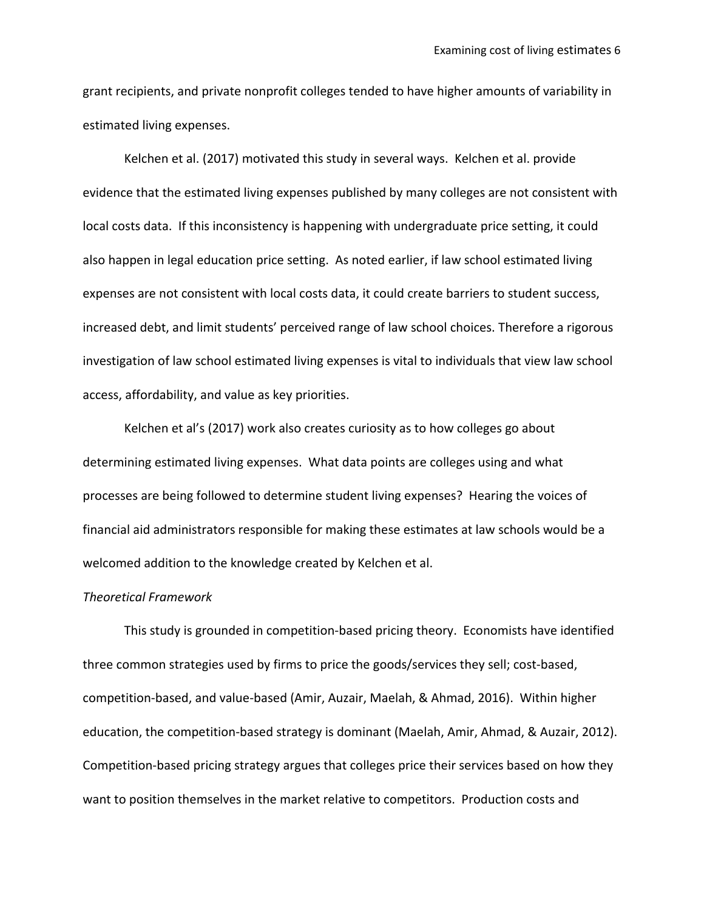grant recipients, and private nonprofit colleges tended to have higher amounts of variability in estimated living expenses.

Kelchen et al. (2017) motivated this study in several ways. Kelchen et al. provide evidence that the estimated living expenses published by many colleges are not consistent with local costs data. If this inconsistency is happening with undergraduate price setting, it could also happen in legal education price setting. As noted earlier, if law school estimated living expenses are not consistent with local costs data, it could create barriers to student success, increased debt, and limit students' perceived range of law school choices. Therefore a rigorous investigation of law school estimated living expenses is vital to individuals that view law school access, affordability, and value as key priorities.

Kelchen et al's (2017) work also creates curiosity as to how colleges go about determining estimated living expenses. What data points are colleges using and what processes are being followed to determine student living expenses? Hearing the voices of financial aid administrators responsible for making these estimates at law schools would be a welcomed addition to the knowledge created by Kelchen et al.

*Theoretical Framework*

This study is grounded in competition-based pricing theory. Economists have identified three common strategies used by firms to price the goods/services they sell; cost-based, competition-based, and value-based (Amir, Auzair, Maelah, & Ahmad, 2016). Within higher education, the competition-based strategy is dominant (Maelah, Amir, Ahmad, & Auzair, 2012). Competition-based pricing strategy argues that colleges price their services based on how they want to position themselves in the market relative to competitors. Production costs and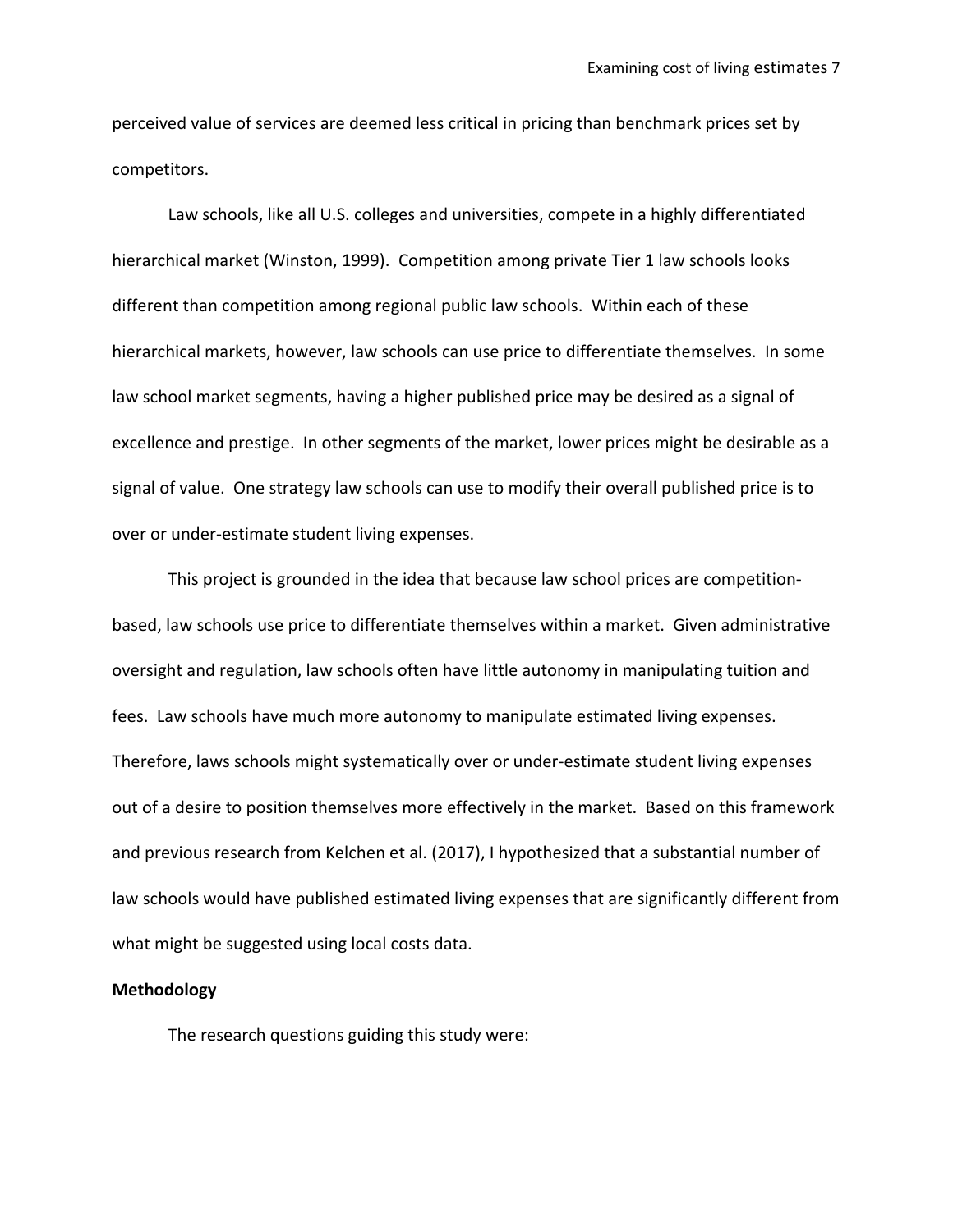perceived value of services are deemed less critical in pricing than benchmark prices set by competitors.

Law schools, like all U.S. colleges and universities, compete in a highly differentiated hierarchical market (Winston, 1999). Competition among private Tier 1 law schools looks different than competition among regional public law schools. Within each of these hierarchical markets, however, law schools can use price to differentiate themselves. In some law school market segments, having a higher published price may be desired as a signal of excellence and prestige. In other segments of the market, lower prices might be desirable as a signal of value. One strategy law schools can use to modify their overall published price is to over or under-estimate student living expenses.

This project is grounded in the idea that because law school prices are competition-based, law schools use price to differentiate themselves within a market. Given administrative oversight and regulation, law schools often have little autonomy in manipulating tuition and fees. Law schools have much more autonomy to manipulate estimated living expenses. Therefore, laws schools might systematically over or under-estimate student living expenses out of a desire to position themselves more effectively in the market. Based on this framework and previous research from Kelchen et al. (2017), I hypothesized that a substantial number of law schools would have published estimated living expenses that are significantly different from what might be suggested using local costs data.

**Methodology**

The research questions guiding this study were: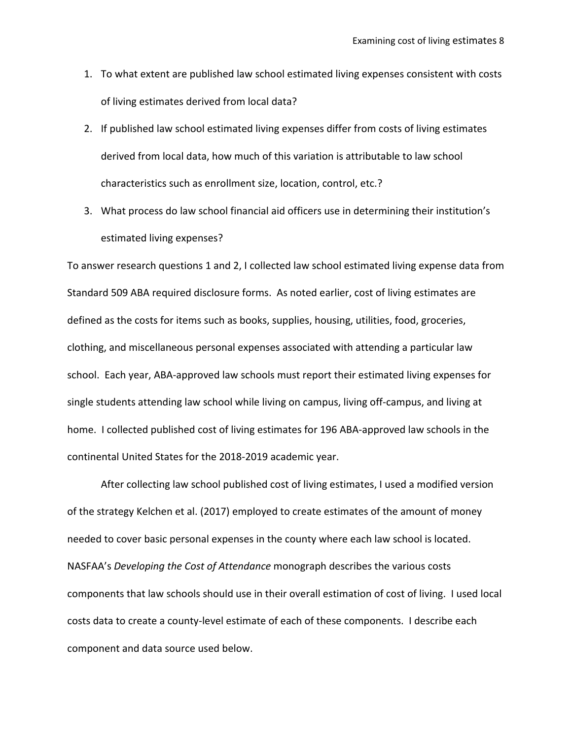1. To what extent are published law school estimated living expenses consistent with costs of living estimates derived from local data?
2. If published law school estimated living expenses differ from costs of living estimates derived from local data, how much of this variation is attributable to law school characteristics such as enrollment size, location, control, etc.?
3. What process do law school financial aid officers use in determining their institution's estimated living expenses?

To answer research questions 1 and 2, I collected law school estimated living expense data from Standard 509 ABA required disclosure forms. As noted earlier, cost of living estimates are defined as the costs for items such as books, supplies, housing, utilities, food, groceries, clothing, and miscellaneous personal expenses associated with attending a particular law school. Each year, ABA-approved law schools must report their estimated living expenses for single students attending law school while living on campus, living off-campus, and living at home. I collected published cost of living estimates for 196 ABA-approved law schools in the continental United States for the 2018-2019 academic year.

After collecting law school published cost of living estimates, I used a modified version of the strategy Kelchen et al. (2017) employed to create estimates of the amount of money needed to cover basic personal expenses in the county where each law school is located. NASFAA's *Developing the Cost of Attendance* monograph describes the various costs components that law schools should use in their overall estimation of cost of living. I used local costs data to create a county-level estimate of each of these components. I describe each component and data source used below.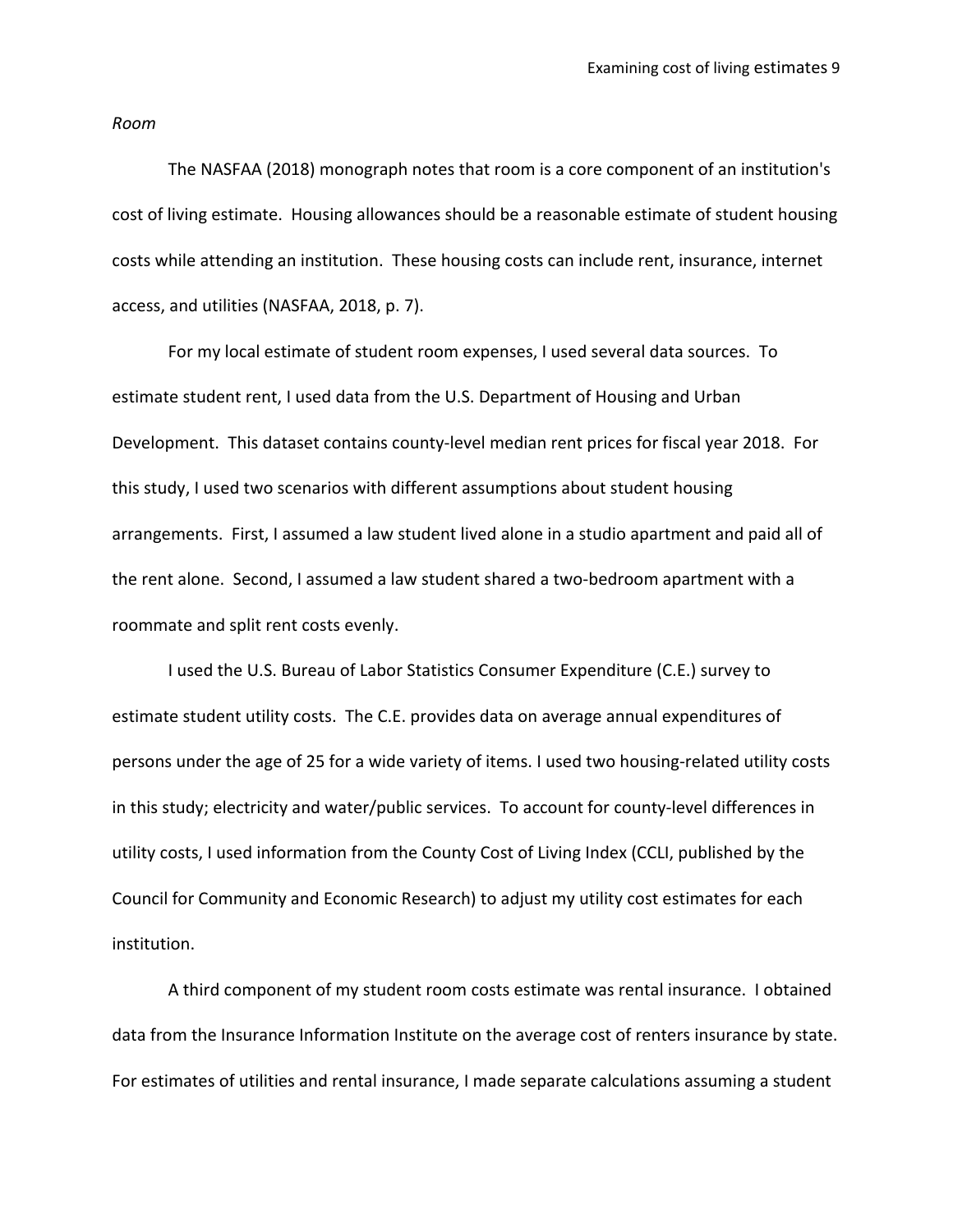*Room*

The NASFAA (2018) monograph notes that room is a core component of an institution's cost of living estimate. Housing allowances should be a reasonable estimate of student housing costs while attending an institution. These housing costs can include rent, insurance, internet access, and utilities (NASFAA, 2018, p. 7).

For my local estimate of student room expenses, I used several data sources. To estimate student rent, I used data from the U.S. Department of Housing and Urban Development. This dataset contains county-level median rent prices for fiscal year 2018. For this study, I used two scenarios with different assumptions about student housing arrangements. First, I assumed a law student lived alone in a studio apartment and paid all of the rent alone. Second, I assumed a law student shared a two-bedroom apartment with a roommate and split rent costs evenly.

I used the U.S. Bureau of Labor Statistics Consumer Expenditure (C.E.) survey to estimate student utility costs. The C.E. provides data on average annual expenditures of persons under the age of 25 for a wide variety of items. I used two housing-related utility costs in this study; electricity and water/public services. To account for county-level differences in utility costs, I used information from the County Cost of Living Index (CCLI, published by the Council for Community and Economic Research) to adjust my utility cost estimates for each institution.

A third component of my student room costs estimate was rental insurance. I obtained data from the Insurance Information Institute on the average cost of renters insurance by state. For estimates of utilities and rental insurance, I made separate calculations assuming a student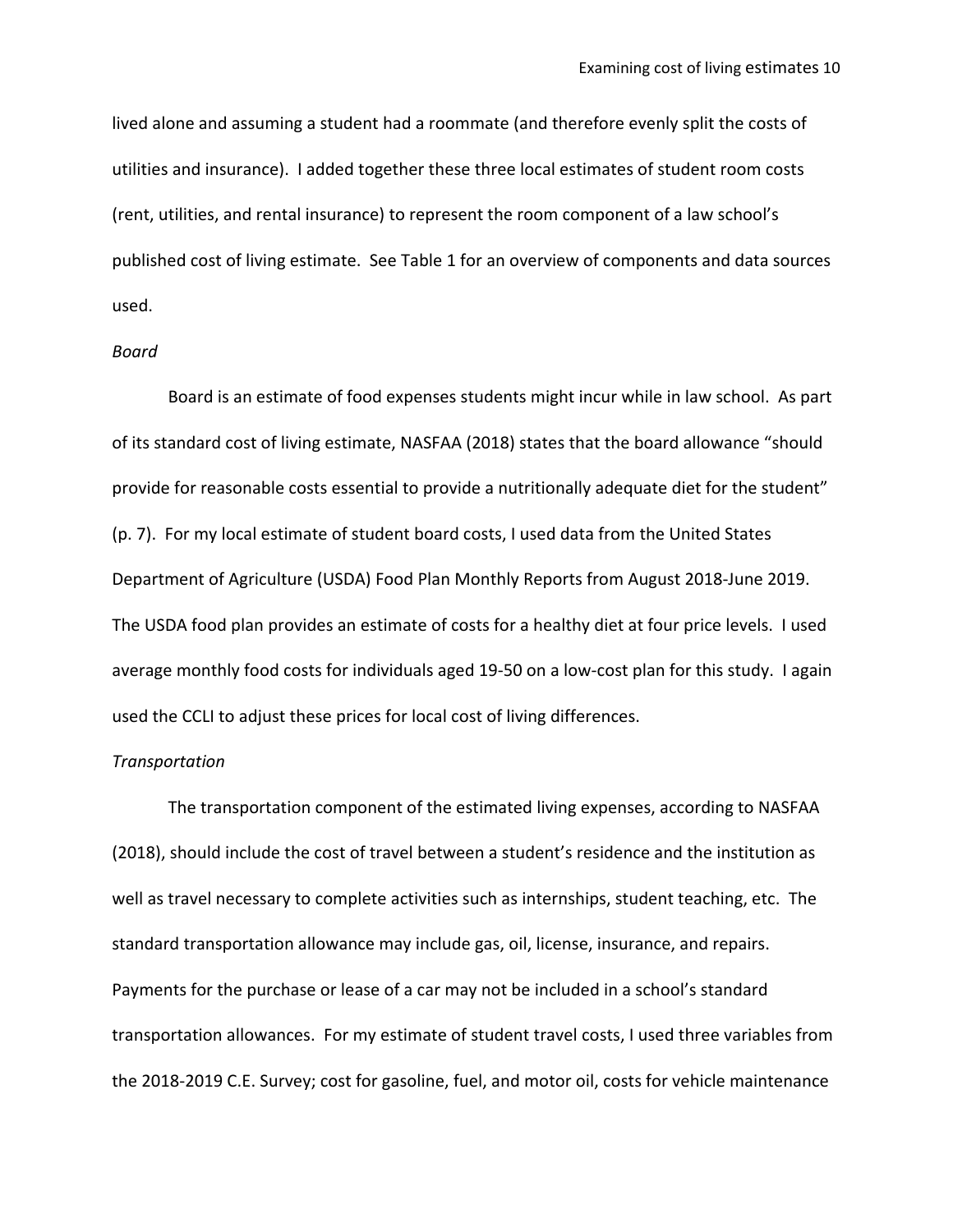lived alone and assuming a student had a roommate (and therefore evenly split the costs of utilities and insurance). I added together these three local estimates of student room costs (rent, utilities, and rental insurance) to represent the room component of a law school's published cost of living estimate. See Table 1 for an overview of components and data sources used.

*Board*

Board is an estimate of food expenses students might incur while in law school. As part of its standard cost of living estimate, NASFAA (2018) states that the board allowance "should provide for reasonable costs essential to provide a nutritionally adequate diet for the student" (p. 7). For my local estimate of student board costs, I used data from the United States Department of Agriculture (USDA) Food Plan Monthly Reports from August 2018-June 2019. The USDA food plan provides an estimate of costs for a healthy diet at four price levels. I used average monthly food costs for individuals aged 19-50 on a low-cost plan for this study. I again used the CCLI to adjust these prices for local cost of living differences.

*Transportation*

The transportation component of the estimated living expenses, according to NASFAA (2018), should include the cost of travel between a student's residence and the institution as well as travel necessary to complete activities such as internships, student teaching, etc. The standard transportation allowance may include gas, oil, license, insurance, and repairs. Payments for the purchase or lease of a car may not be included in a school's standard transportation allowances. For my estimate of student travel costs, I used three variables from the 2018-2019 C.E. Survey; cost for gasoline, fuel, and motor oil, costs for vehicle maintenance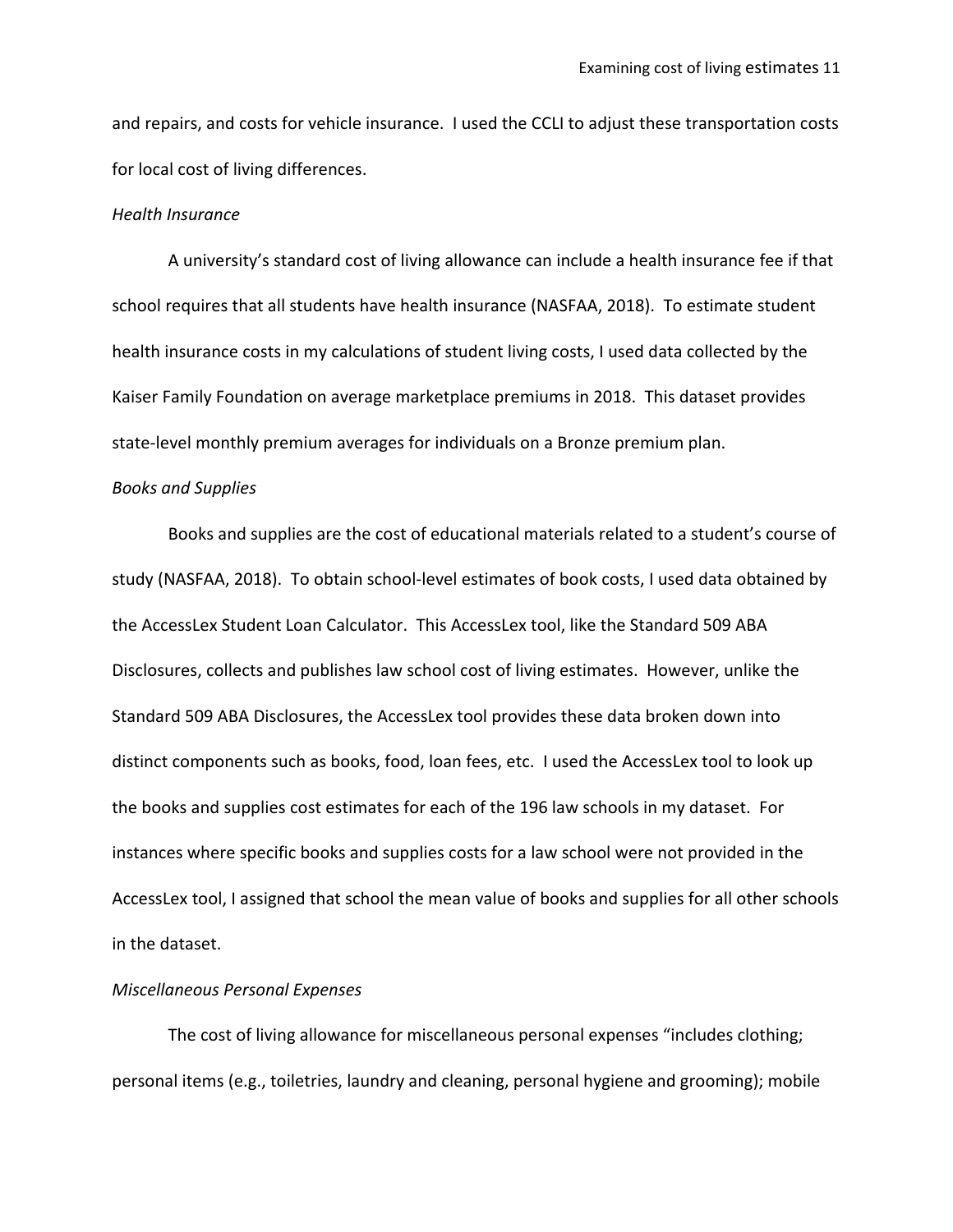and repairs, and costs for vehicle insurance. I used the CCLI to adjust these transportation costs for local cost of living differences.

*Health Insurance*

A university's standard cost of living allowance can include a health insurance fee if that school requires that all students have health insurance (NASFAA, 2018). To estimate student health insurance costs in my calculations of student living costs, I used data collected by the Kaiser Family Foundation on average marketplace premiums in 2018. This dataset provides state-level monthly premium averages for individuals on a Bronze premium plan.

*Books and Supplies*

Books and supplies are the cost of educational materials related to a student's course of study (NASFAA, 2018). To obtain school-level estimates of book costs, I used data obtained by the AccessLex Student Loan Calculator. This AccessLex tool, like the Standard 509 ABA Disclosures, collects and publishes law school cost of living estimates. However, unlike the Standard 509 ABA Disclosures, the AccessLex tool provides these data broken down into distinct components such as books, food, loan fees, etc. I used the AccessLex tool to look up the books and supplies cost estimates for each of the 196 law schools in my dataset. For instances where specific books and supplies costs for a law school were not provided in the AccessLex tool, I assigned that school the mean value of books and supplies for all other schools in the dataset.

*Miscellaneous Personal Expenses*

The cost of living allowance for miscellaneous personal expenses "includes clothing; personal items (e.g., toiletries, laundry and cleaning, personal hygiene and grooming); mobile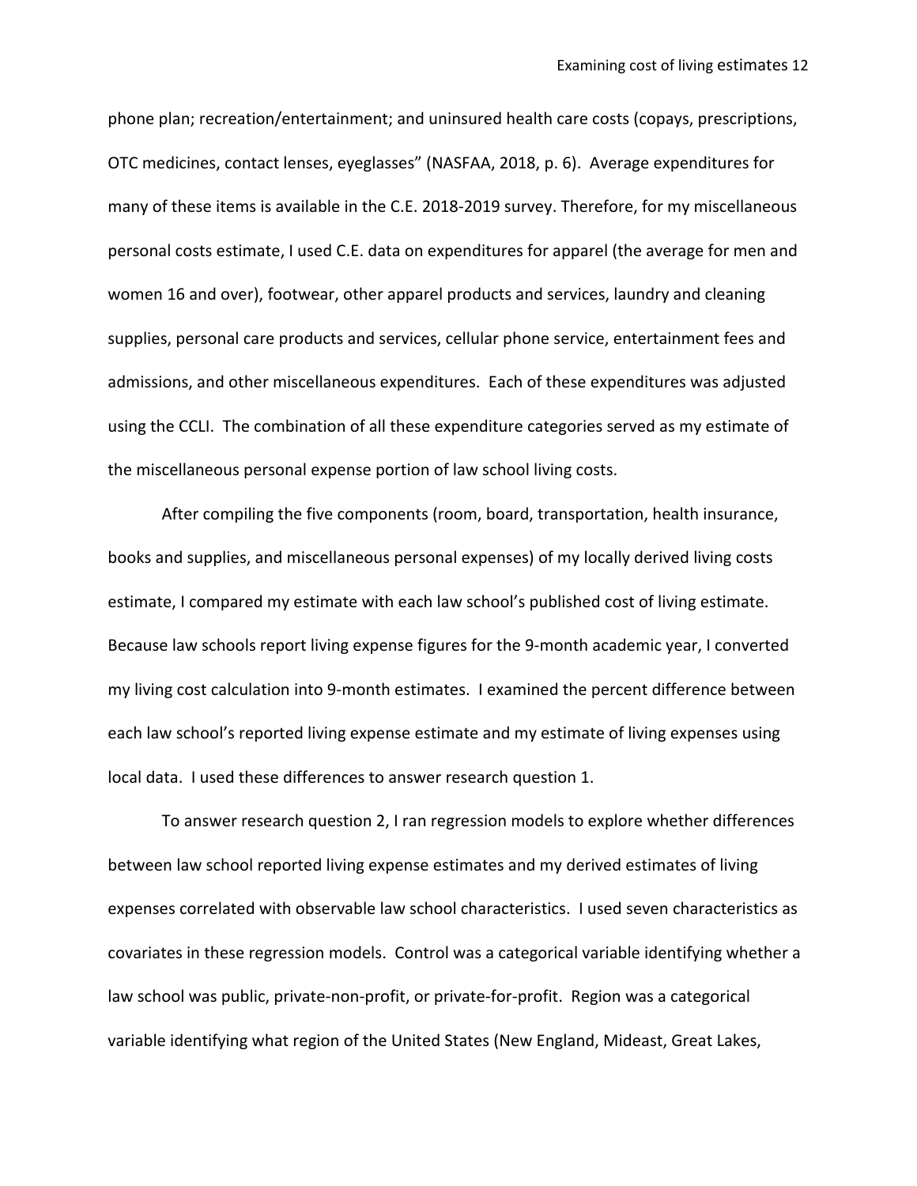phone plan; recreation/entertainment; and uninsured health care costs (copays, prescriptions, OTC medicines, contact lenses, eyeglasses" (NASFAA, 2018, p. 6). Average expenditures for many of these items is available in the C.E. 2018-2019 survey. Therefore, for my miscellaneous personal costs estimate, I used C.E. data on expenditures for apparel (the average for men and women 16 and over), footwear, other apparel products and services, laundry and cleaning supplies, personal care products and services, cellular phone service, entertainment fees and admissions, and other miscellaneous expenditures. Each of these expenditures was adjusted using the CCLI. The combination of all these expenditure categories served as my estimate of the miscellaneous personal expense portion of law school living costs.

After compiling the five components (room, board, transportation, health insurance, books and supplies, and miscellaneous personal expenses) of my locally derived living costs estimate, I compared my estimate with each law school's published cost of living estimate. Because law schools report living expense figures for the 9-month academic year, I converted my living cost calculation into 9-month estimates. I examined the percent difference between each law school's reported living expense estimate and my estimate of living expenses using local data. I used these differences to answer research question 1.

To answer research question 2, I ran regression models to explore whether differences between law school reported living expense estimates and my derived estimates of living expenses correlated with observable law school characteristics. I used seven characteristics as covariates in these regression models. Control was a categorical variable identifying whether a law school was public, private-non-profit, or private-for-profit. Region was a categorical variable identifying what region of the United States (New England, Mideast, Great Lakes,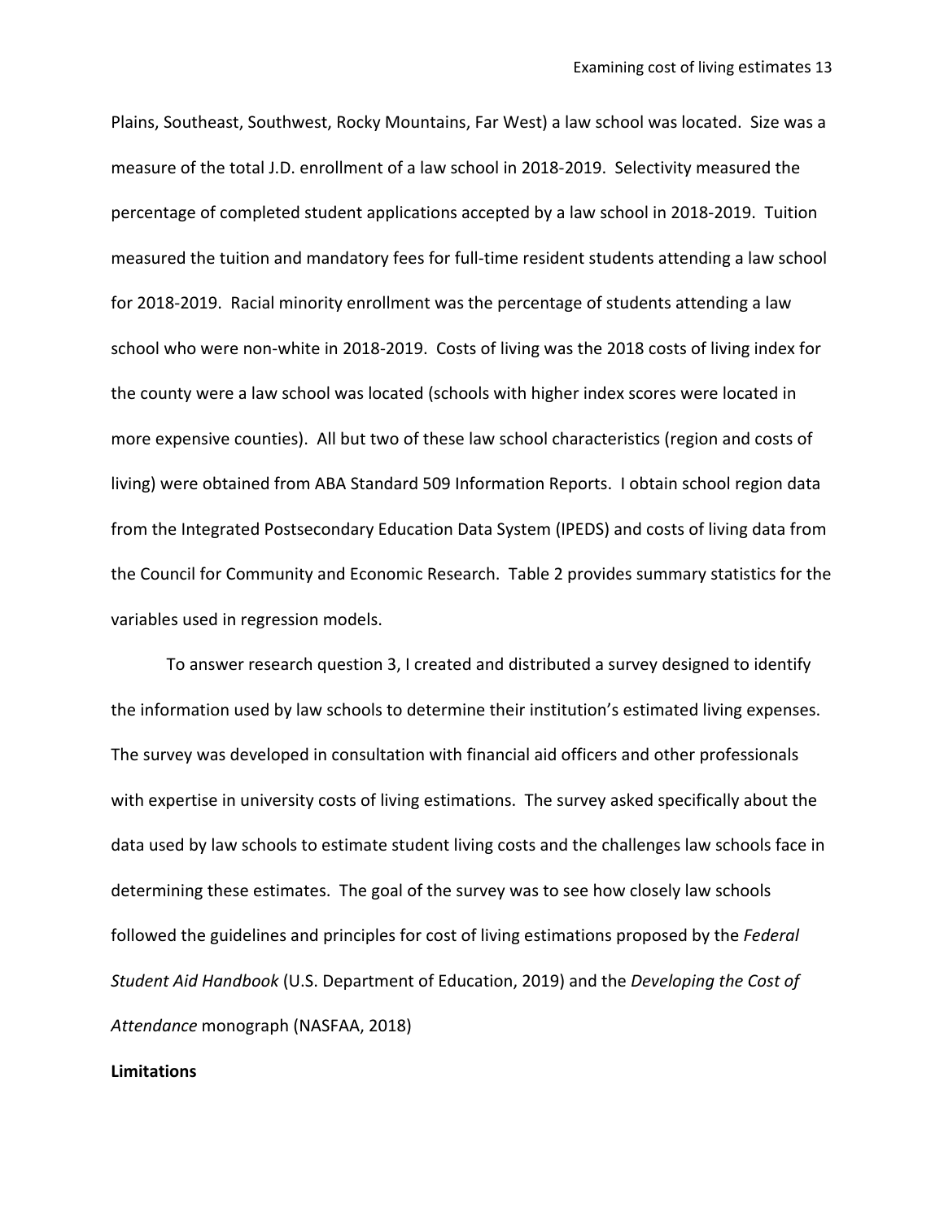Plains, Southeast, Southwest, Rocky Mountains, Far West) a law school was located. Size was a measure of the total J.D. enrollment of a law school in 2018-2019. Selectivity measured the percentage of completed student applications accepted by a law school in 2018-2019. Tuition measured the tuition and mandatory fees for full-time resident students attending a law school for 2018-2019. Racial minority enrollment was the percentage of students attending a law school who were non-white in 2018-2019. Costs of living was the 2018 costs of living index for the county were a law school was located (schools with higher index scores were located in more expensive counties). All but two of these law school characteristics (region and costs of living) were obtained from ABA Standard 509 Information Reports. I obtain school region data from the Integrated Postsecondary Education Data System (IPEDS) and costs of living data from the Council for Community and Economic Research. Table 2 provides summary statistics for the variables used in regression models.

To answer research question 3, I created and distributed a survey designed to identify the information used by law schools to determine their institution's estimated living expenses. The survey was developed in consultation with financial aid officers and other professionals with expertise in university costs of living estimations. The survey asked specifically about the data used by law schools to estimate student living costs and the challenges law schools face in determining these estimates. The goal of the survey was to see how closely law schools followed the guidelines and principles for cost of living estimations proposed by the *Federal Student Aid Handbook* (U.S. Department of Education, 2019) and the *Developing the Cost of Attendance* monograph (NASFAA, 2018)

**Limitations**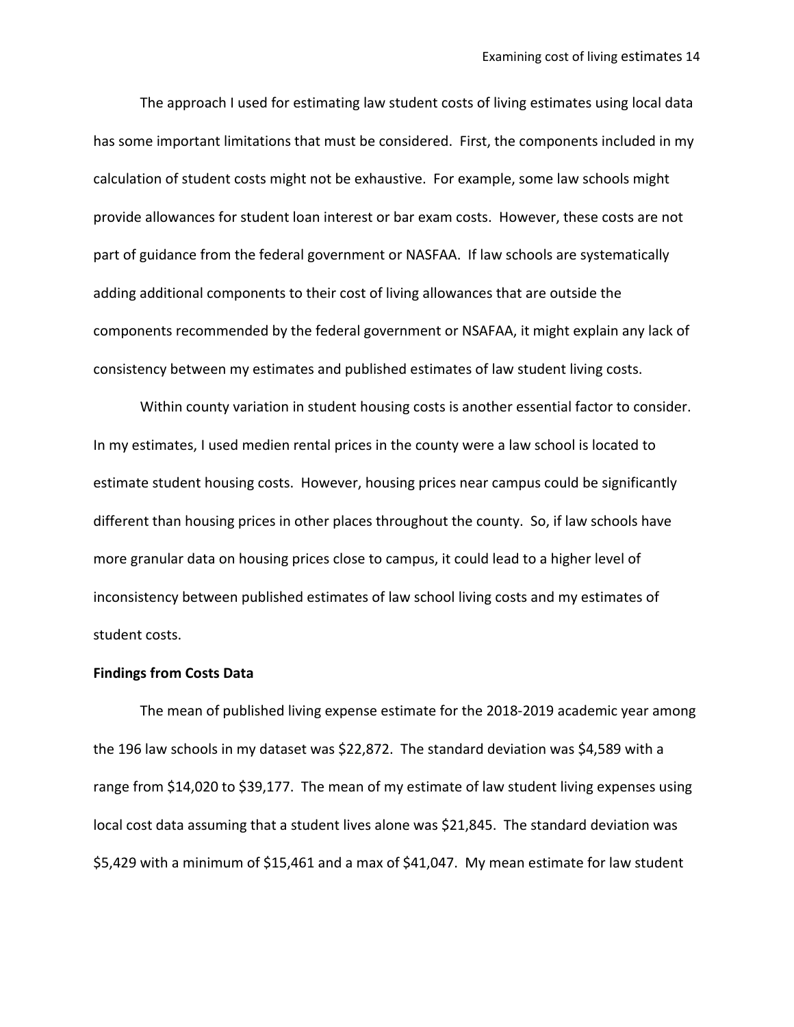The approach I used for estimating law student costs of living estimates using local data has some important limitations that must be considered. First, the components included in my calculation of student costs might not be exhaustive. For example, some law schools might provide allowances for student loan interest or bar exam costs. However, these costs are not part of guidance from the federal government or NASFAA. If law schools are systematically adding additional components to their cost of living allowances that are outside the components recommended by the federal government or NSAFAA, it might explain any lack of consistency between my estimates and published estimates of law student living costs.

Within county variation in student housing costs is another essential factor to consider. In my estimates, I used medien rental prices in the county were a law school is located to estimate student housing costs. However, housing prices near campus could be significantly different than housing prices in other places throughout the county. So, if law schools have more granular data on housing prices close to campus, it could lead to a higher level of inconsistency between published estimates of law school living costs and my estimates of student costs.

**Findings from Costs Data**

The mean of published living expense estimate for the 2018-2019 academic year among the 196 law schools in my dataset was $22,872. The standard deviation was $4,589 with a range from $14,020 to $39,177. The mean of my estimate of law student living expenses using local cost data assuming that a student lives alone was $21,845. The standard deviation was $5,429 with a minimum of $15,461 and a max of $41,047. My mean estimate for law student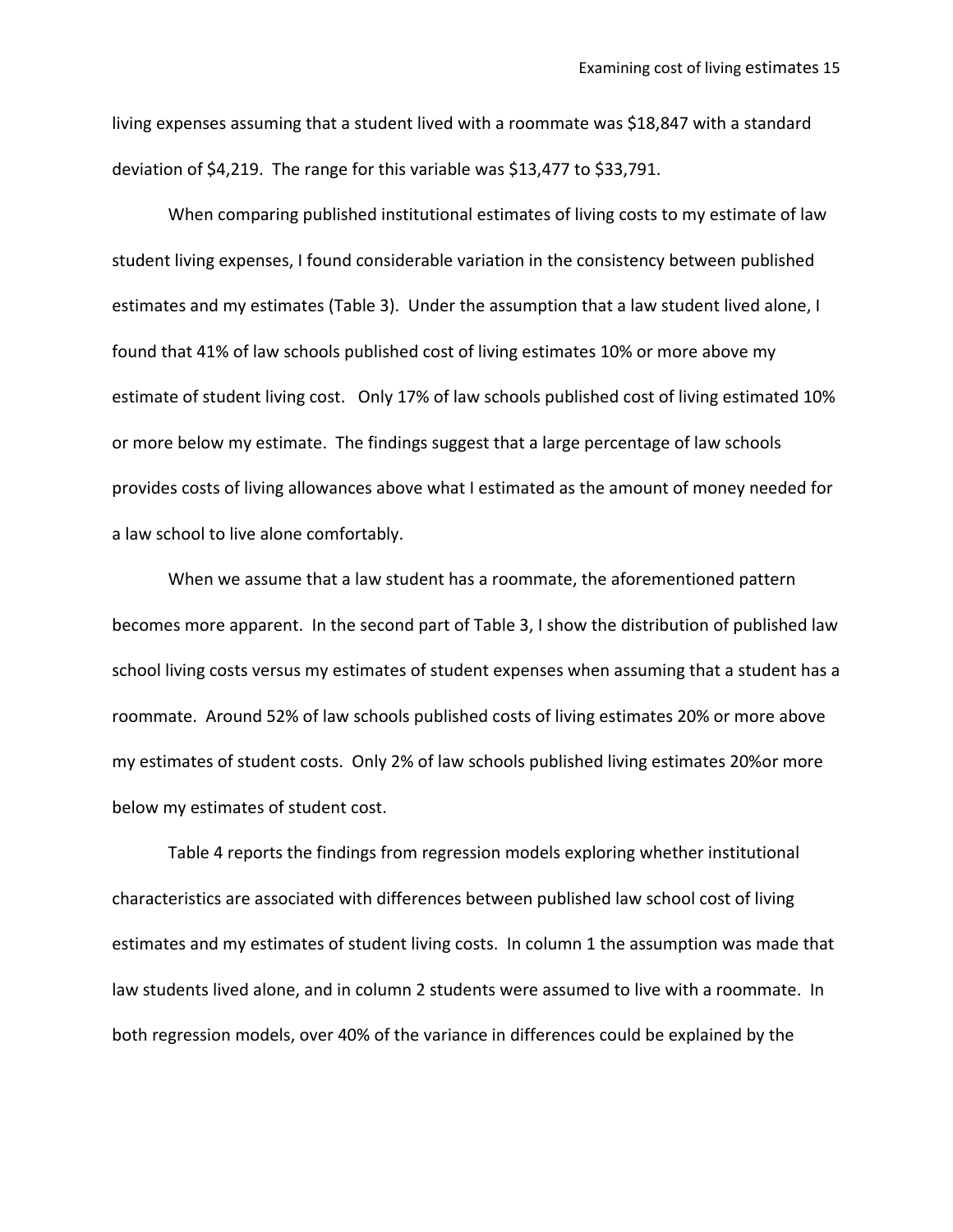living expenses assuming that a student lived with a roommate was $18,847 with a standard deviation of $4,219. The range for this variable was $13,477 to $33,791.

When comparing published institutional estimates of living costs to my estimate of law student living expenses, I found considerable variation in the consistency between published estimates and my estimates (Table 3). Under the assumption that a law student lived alone, I found that 41% of law schools published cost of living estimates 10% or more above my estimate of student living cost. Only 17% of law schools published cost of living estimated 10% or more below my estimate. The findings suggest that a large percentage of law schools provides costs of living allowances above what I estimated as the amount of money needed for a law school to live alone comfortably.

When we assume that a law student has a roommate, the aforementioned pattern becomes more apparent. In the second part of Table 3, I show the distribution of published law school living costs versus my estimates of student expenses when assuming that a student has a roommate. Around 52% of law schools published costs of living estimates 20% or more above my estimates of student costs. Only 2% of law schools published living estimates 20%or more below my estimates of student cost.

Table 4 reports the findings from regression models exploring whether institutional characteristics are associated with differences between published law school cost of living estimates and my estimates of student living costs. In column 1 the assumption was made that law students lived alone, and in column 2 students were assumed to live with a roommate. In both regression models, over 40% of the variance in differences could be explained by the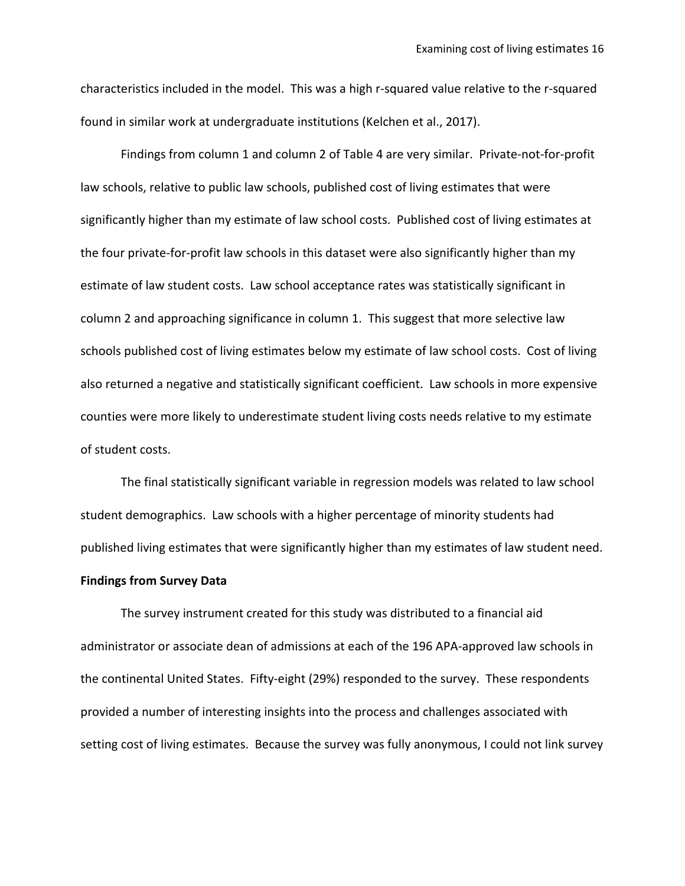characteristics included in the model. This was a high r-squared value relative to the r-squared found in similar work at undergraduate institutions (Kelchen et al., 2017).

Findings from column 1 and column 2 of Table 4 are very similar. Private-not-for-profit law schools, relative to public law schools, published cost of living estimates that were significantly higher than my estimate of law school costs. Published cost of living estimates at the four private-for-profit law schools in this dataset were also significantly higher than my estimate of law student costs. Law school acceptance rates was statistically significant in column 2 and approaching significance in column 1. This suggest that more selective law schools published cost of living estimates below my estimate of law school costs. Cost of living also returned a negative and statistically significant coefficient. Law schools in more expensive counties were more likely to underestimate student living costs needs relative to my estimate of student costs.

The final statistically significant variable in regression models was related to law school student demographics. Law schools with a higher percentage of minority students had published living estimates that were significantly higher than my estimates of law student need.

**Findings from Survey Data**

The survey instrument created for this study was distributed to a financial aid administrator or associate dean of admissions at each of the 196 APA-approved law schools in the continental United States. Fifty-eight (29%) responded to the survey. These respondents provided a number of interesting insights into the process and challenges associated with setting cost of living estimates. Because the survey was fully anonymous, I could not link survey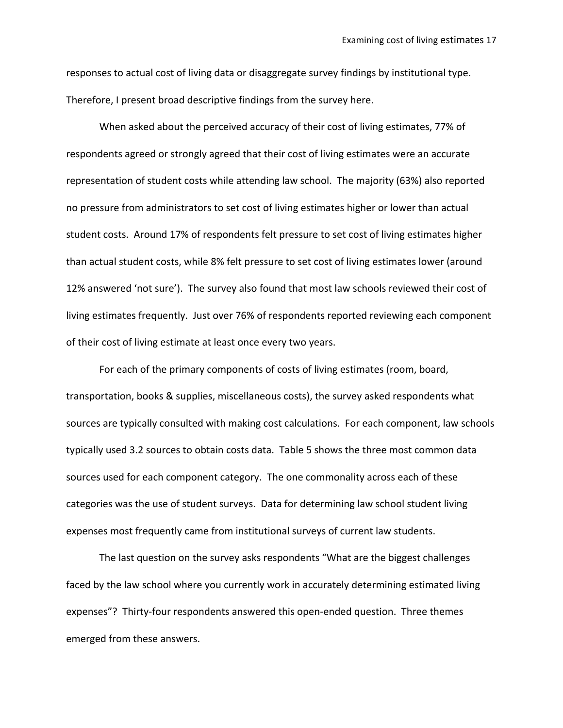responses to actual cost of living data or disaggregate survey findings by institutional type. Therefore, I present broad descriptive findings from the survey here.

When asked about the perceived accuracy of their cost of living estimates, 77% of respondents agreed or strongly agreed that their cost of living estimates were an accurate representation of student costs while attending law school. The majority (63%) also reported no pressure from administrators to set cost of living estimates higher or lower than actual student costs. Around 17% of respondents felt pressure to set cost of living estimates higher than actual student costs, while 8% felt pressure to set cost of living estimates lower (around 12% answered 'not sure'). The survey also found that most law schools reviewed their cost of living estimates frequently. Just over 76% of respondents reported reviewing each component of their cost of living estimate at least once every two years.

For each of the primary components of costs of living estimates (room, board, transportation, books & supplies, miscellaneous costs), the survey asked respondents what sources are typically consulted with making cost calculations. For each component, law schools typically used 3.2 sources to obtain costs data. Table 5 shows the three most common data sources used for each component category. The one commonality across each of these categories was the use of student surveys. Data for determining law school student living expenses most frequently came from institutional surveys of current law students.

The last question on the survey asks respondents "What are the biggest challenges faced by the law school where you currently work in accurately determining estimated living expenses"? Thirty-four respondents answered this open-ended question. Three themes emerged from these answers.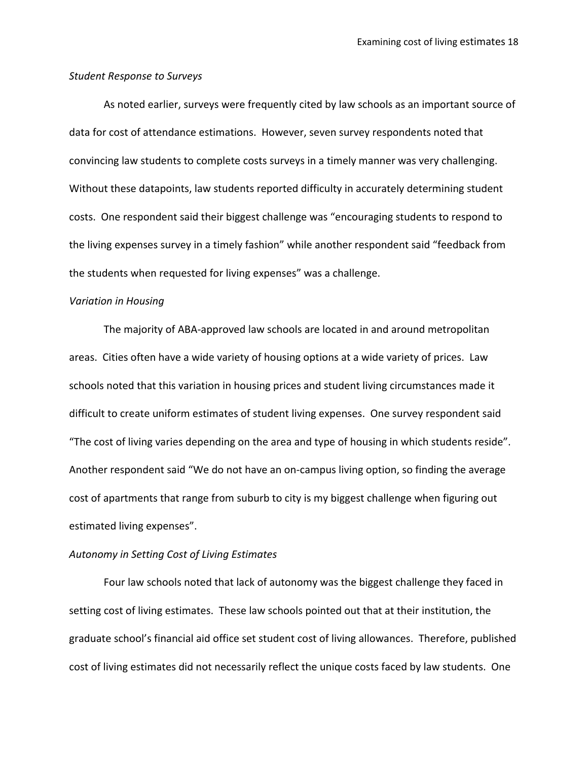*Student Response to Surveys*

As noted earlier, surveys were frequently cited by law schools as an important source of data for cost of attendance estimations. However, seven survey respondents noted that convincing law students to complete costs surveys in a timely manner was very challenging. Without these datapoints, law students reported difficulty in accurately determining student costs. One respondent said their biggest challenge was "encouraging students to respond to the living expenses survey in a timely fashion" while another respondent said "feedback from the students when requested for living expenses" was a challenge.

*Variation in Housing*

The majority of ABA-approved law schools are located in and around metropolitan areas. Cities often have a wide variety of housing options at a wide variety of prices. Law schools noted that this variation in housing prices and student living circumstances made it difficult to create uniform estimates of student living expenses. One survey respondent said "The cost of living varies depending on the area and type of housing in which students reside". Another respondent said "We do not have an on-campus living option, so finding the average cost of apartments that range from suburb to city is my biggest challenge when figuring out estimated living expenses".

*Autonomy in Setting Cost of Living Estimates*

Four law schools noted that lack of autonomy was the biggest challenge they faced in setting cost of living estimates. These law schools pointed out that at their institution, the graduate school's financial aid office set student cost of living allowances. Therefore, published cost of living estimates did not necessarily reflect the unique costs faced by law students. One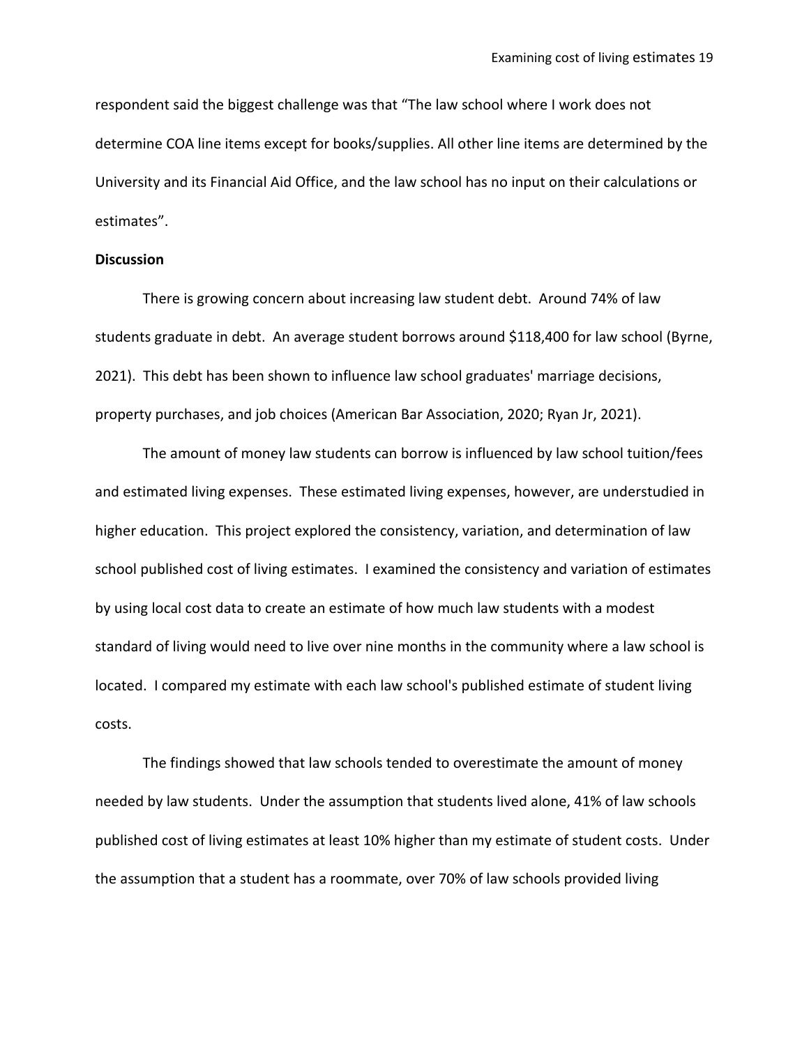respondent said the biggest challenge was that “The law school where I work does not determine COA line items except for books/supplies. All other line items are determined by the University and its Financial Aid Office, and the law school has no input on their calculations or estimates”.

**Discussion**

There is growing concern about increasing law student debt. Around 74% of law students graduate in debt. An average student borrows around $118,400 for law school (Byrne, 2021). This debt has been shown to influence law school graduates' marriage decisions, property purchases, and job choices (American Bar Association, 2020; Ryan Jr, 2021).

The amount of money law students can borrow is influenced by law school tuition/fees and estimated living expenses. These estimated living expenses, however, are understudied in higher education. This project explored the consistency, variation, and determination of law school published cost of living estimates. I examined the consistency and variation of estimates by using local cost data to create an estimate of how much law students with a modest standard of living would need to live over nine months in the community where a law school is located. I compared my estimate with each law school's published estimate of student living costs.

The findings showed that law schools tended to overestimate the amount of money needed by law students. Under the assumption that students lived alone, 41% of law schools published cost of living estimates at least 10% higher than my estimate of student costs. Under the assumption that a student has a roommate, over 70% of law schools provided living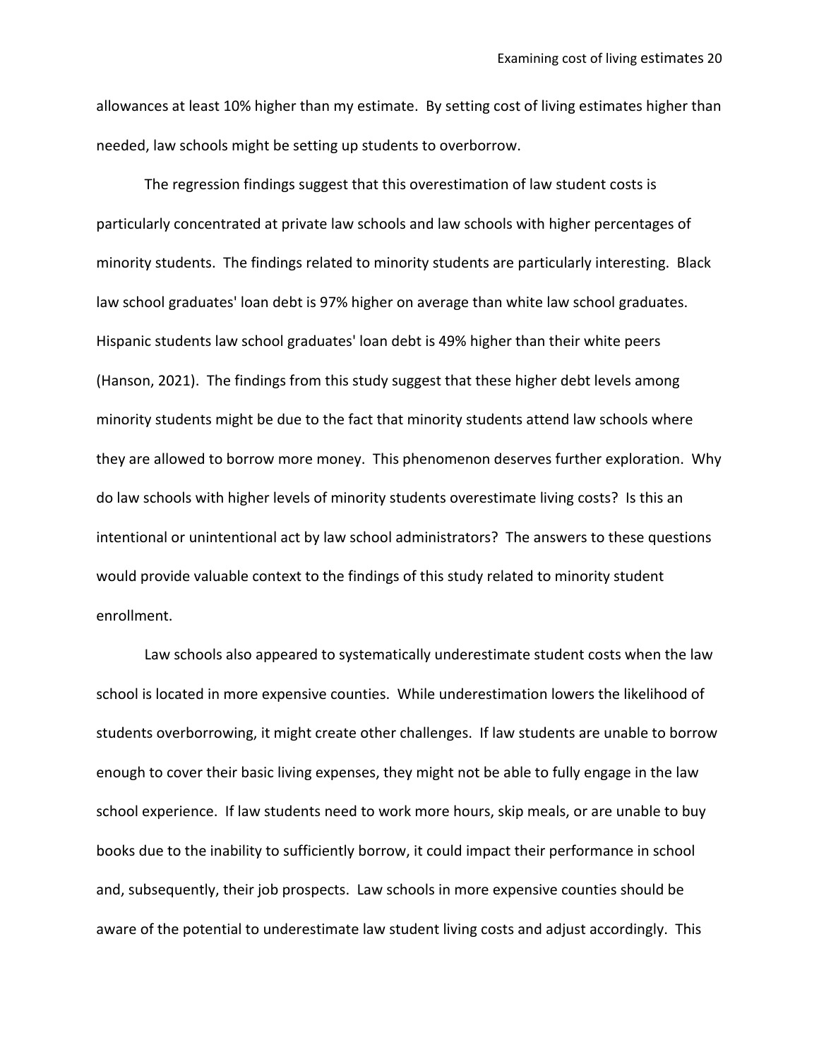allowances at least 10% higher than my estimate. By setting cost of living estimates higher than needed, law schools might be setting up students to overborrow.

The regression findings suggest that this overestimation of law student costs is particularly concentrated at private law schools and law schools with higher percentages of minority students. The findings related to minority students are particularly interesting. Black law school graduates' loan debt is 97% higher on average than white law school graduates. Hispanic students law school graduates' loan debt is 49% higher than their white peers (Hanson, 2021). The findings from this study suggest that these higher debt levels among minority students might be due to the fact that minority students attend law schools where they are allowed to borrow more money. This phenomenon deserves further exploration. Why do law schools with higher levels of minority students overestimate living costs? Is this an intentional or unintentional act by law school administrators? The answers to these questions would provide valuable context to the findings of this study related to minority student enrollment.

Law schools also appeared to systematically underestimate student costs when the law school is located in more expensive counties. While underestimation lowers the likelihood of students overborrowing, it might create other challenges. If law students are unable to borrow enough to cover their basic living expenses, they might not be able to fully engage in the law school experience. If law students need to work more hours, skip meals, or are unable to buy books due to the inability to sufficiently borrow, it could impact their performance in school and, subsequently, their job prospects. Law schools in more expensive counties should be aware of the potential to underestimate law student living costs and adjust accordingly. This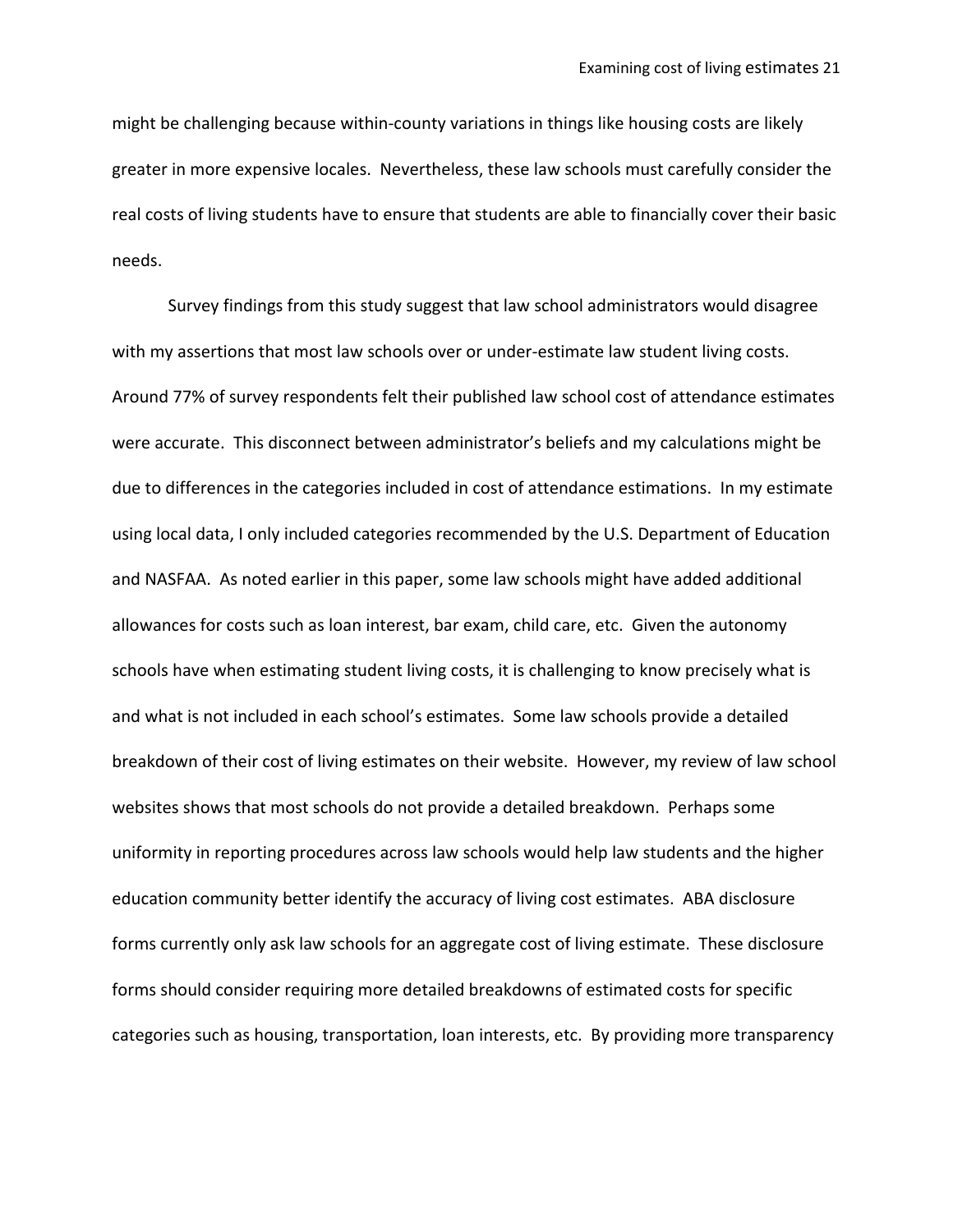might be challenging because within-county variations in things like housing costs are likely greater in more expensive locales. Nevertheless, these law schools must carefully consider the real costs of living students have to ensure that students are able to financially cover their basic needs.

Survey findings from this study suggest that law school administrators would disagree with my assertions that most law schools over or under-estimate law student living costs. Around 77% of survey respondents felt their published law school cost of attendance estimates were accurate. This disconnect between administrator's beliefs and my calculations might be due to differences in the categories included in cost of attendance estimations. In my estimate using local data, I only included categories recommended by the U.S. Department of Education and NASFAA. As noted earlier in this paper, some law schools might have added additional allowances for costs such as loan interest, bar exam, child care, etc. Given the autonomy schools have when estimating student living costs, it is challenging to know precisely what is and what is not included in each school's estimates. Some law schools provide a detailed breakdown of their cost of living estimates on their website. However, my review of law school websites shows that most schools do not provide a detailed breakdown. Perhaps some uniformity in reporting procedures across law schools would help law students and the higher education community better identify the accuracy of living cost estimates. ABA disclosure forms currently only ask law schools for an aggregate cost of living estimate. These disclosure forms should consider requiring more detailed breakdowns of estimated costs for specific categories such as housing, transportation, loan interests, etc. By providing more transparency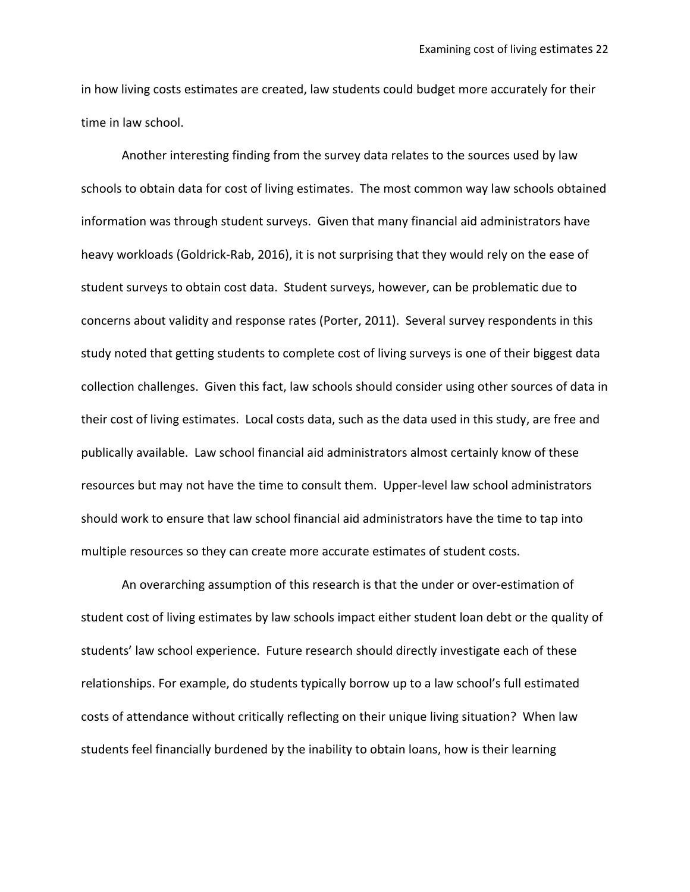in how living costs estimates are created, law students could budget more accurately for their time in law school.

Another interesting finding from the survey data relates to the sources used by law schools to obtain data for cost of living estimates. The most common way law schools obtained information was through student surveys. Given that many financial aid administrators have heavy workloads (Goldrick-Rab, 2016), it is not surprising that they would rely on the ease of student surveys to obtain cost data. Student surveys, however, can be problematic due to concerns about validity and response rates (Porter, 2011). Several survey respondents in this study noted that getting students to complete cost of living surveys is one of their biggest data collection challenges. Given this fact, law schools should consider using other sources of data in their cost of living estimates. Local costs data, such as the data used in this study, are free and publically available. Law school financial aid administrators almost certainly know of these resources but may not have the time to consult them. Upper-level law school administrators should work to ensure that law school financial aid administrators have the time to tap into multiple resources so they can create more accurate estimates of student costs.

An overarching assumption of this research is that the under or over-estimation of student cost of living estimates by law schools impact either student loan debt or the quality of students' law school experience. Future research should directly investigate each of these relationships. For example, do students typically borrow up to a law school's full estimated costs of attendance without critically reflecting on their unique living situation? When law students feel financially burdened by the inability to obtain loans, how is their learning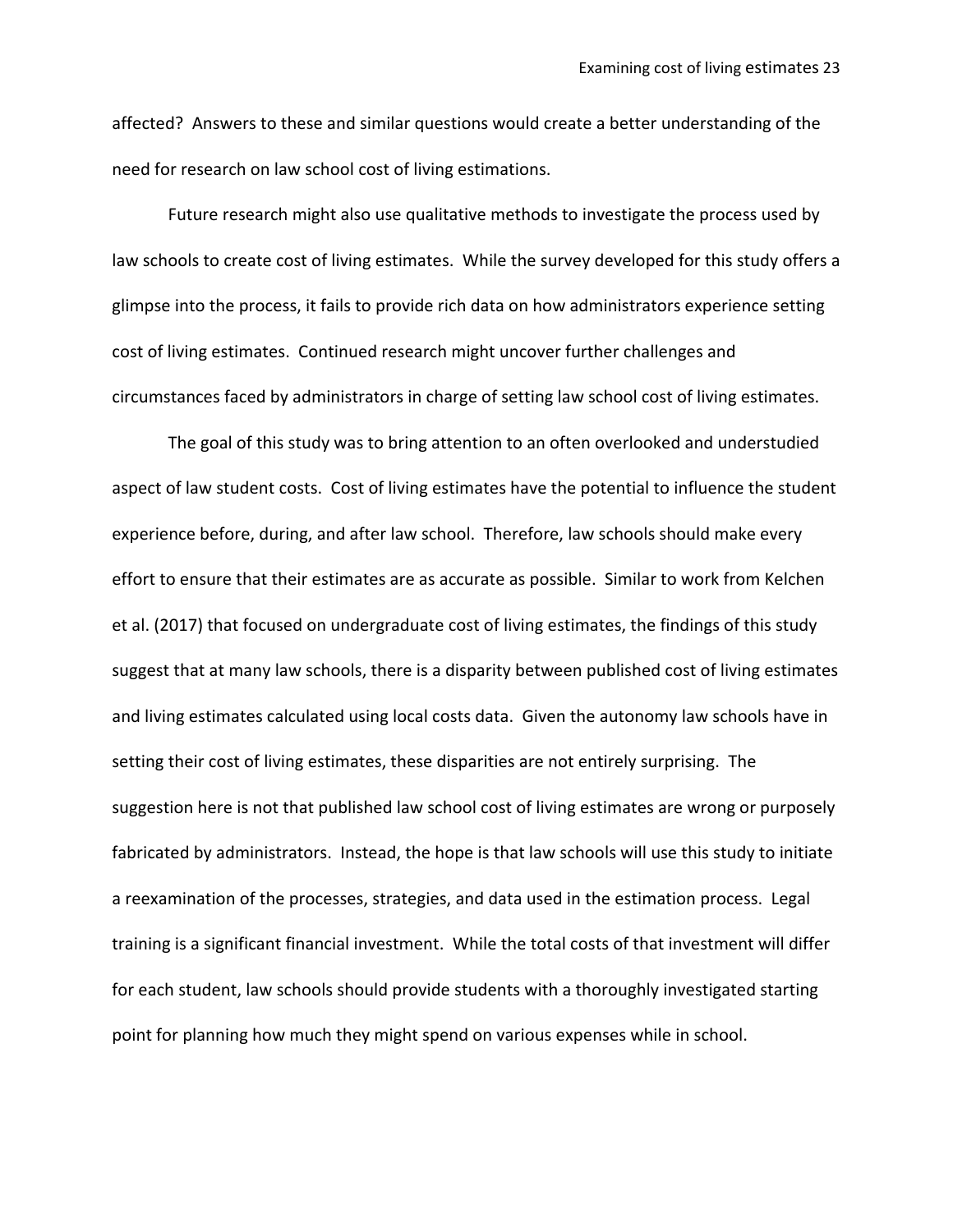affected? Answers to these and similar questions would create a better understanding of the need for research on law school cost of living estimations.

Future research might also use qualitative methods to investigate the process used by law schools to create cost of living estimates. While the survey developed for this study offers a glimpse into the process, it fails to provide rich data on how administrators experience setting cost of living estimates. Continued research might uncover further challenges and circumstances faced by administrators in charge of setting law school cost of living estimates.

The goal of this study was to bring attention to an often overlooked and understudied aspect of law student costs. Cost of living estimates have the potential to influence the student experience before, during, and after law school. Therefore, law schools should make every effort to ensure that their estimates are as accurate as possible. Similar to work from Kelchen et al. (2017) that focused on undergraduate cost of living estimates, the findings of this study suggest that at many law schools, there is a disparity between published cost of living estimates and living estimates calculated using local costs data. Given the autonomy law schools have in setting their cost of living estimates, these disparities are not entirely surprising. The suggestion here is not that published law school cost of living estimates are wrong or purposely fabricated by administrators. Instead, the hope is that law schools will use this study to initiate a reexamination of the processes, strategies, and data used in the estimation process. Legal training is a significant financial investment. While the total costs of that investment will differ for each student, law schools should provide students with a thoroughly investigated starting point for planning how much they might spend on various expenses while in school.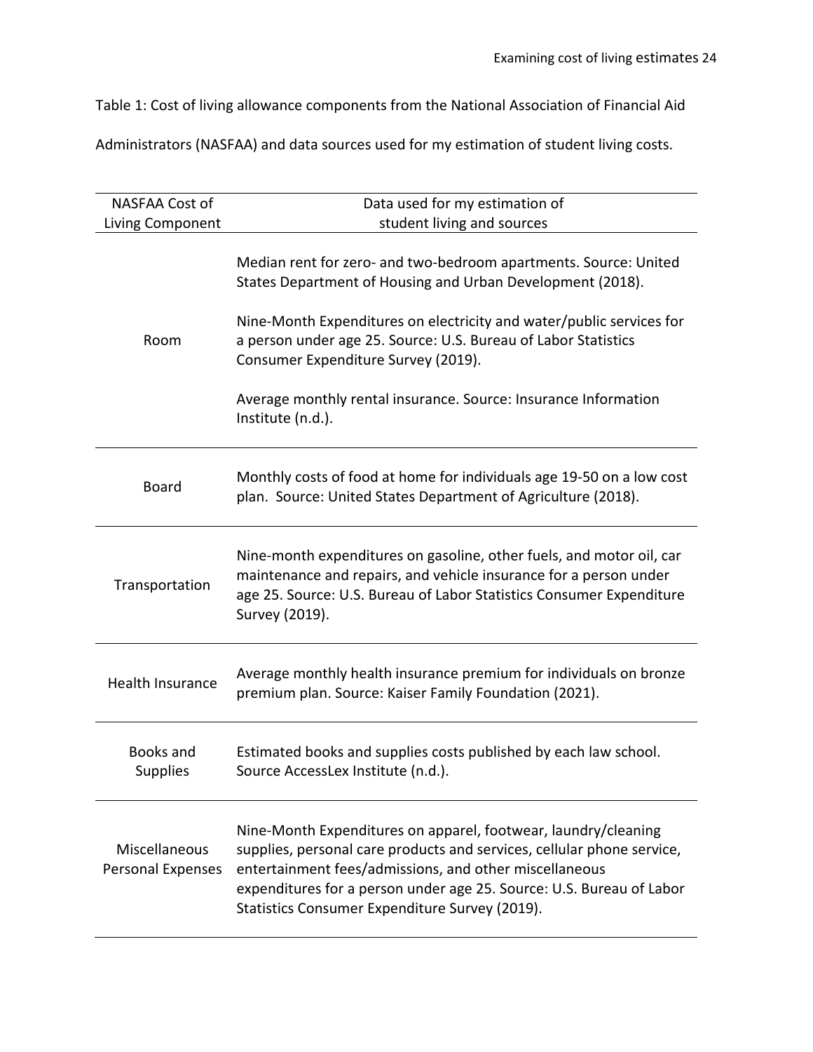Table 1: Cost of living allowance components from the National Association of Financial Aid Administrators (NASFAA) and data sources used for my estimation of student living costs.

| NASFAA Cost of Living Component | Data used for my estimation of student living and sources |
|---|---|
| Room | Median rent for zero- and two-bedroom apartments. Source: United States Department of Housing and Urban Development (2018).<br><br>Nine-Month Expenditures on electricity and water/public services for a person under age 25. Source: U.S. Bureau of Labor Statistics Consumer Expenditure Survey (2019).<br><br>Average monthly rental insurance. Source: Insurance Information Institute (n.d.). |
| Board | Monthly costs of food at home for individuals age 19-50 on a low cost plan. Source: United States Department of Agriculture (2018). |
| Transportation | Nine-month expenditures on gasoline, other fuels, and motor oil, car maintenance and repairs, and vehicle insurance for a person under age 25. Source: U.S. Bureau of Labor Statistics Consumer Expenditure Survey (2019). |
| Health Insurance | Average monthly health insurance premium for individuals on bronze premium plan. Source: Kaiser Family Foundation (2021). |
| Books and Supplies | Estimated books and supplies costs published by each law school. Source AccessLex Institute (n.d.). |
| Miscellaneous Personal Expenses | Nine-Month Expenditures on apparel, footwear, laundry/cleaning supplies, personal care products and services, cellular phone service, entertainment fees/admissions, and other miscellaneous expenditures for a person under age 25. Source: U.S. Bureau of Labor Statistics Consumer Expenditure Survey (2019). |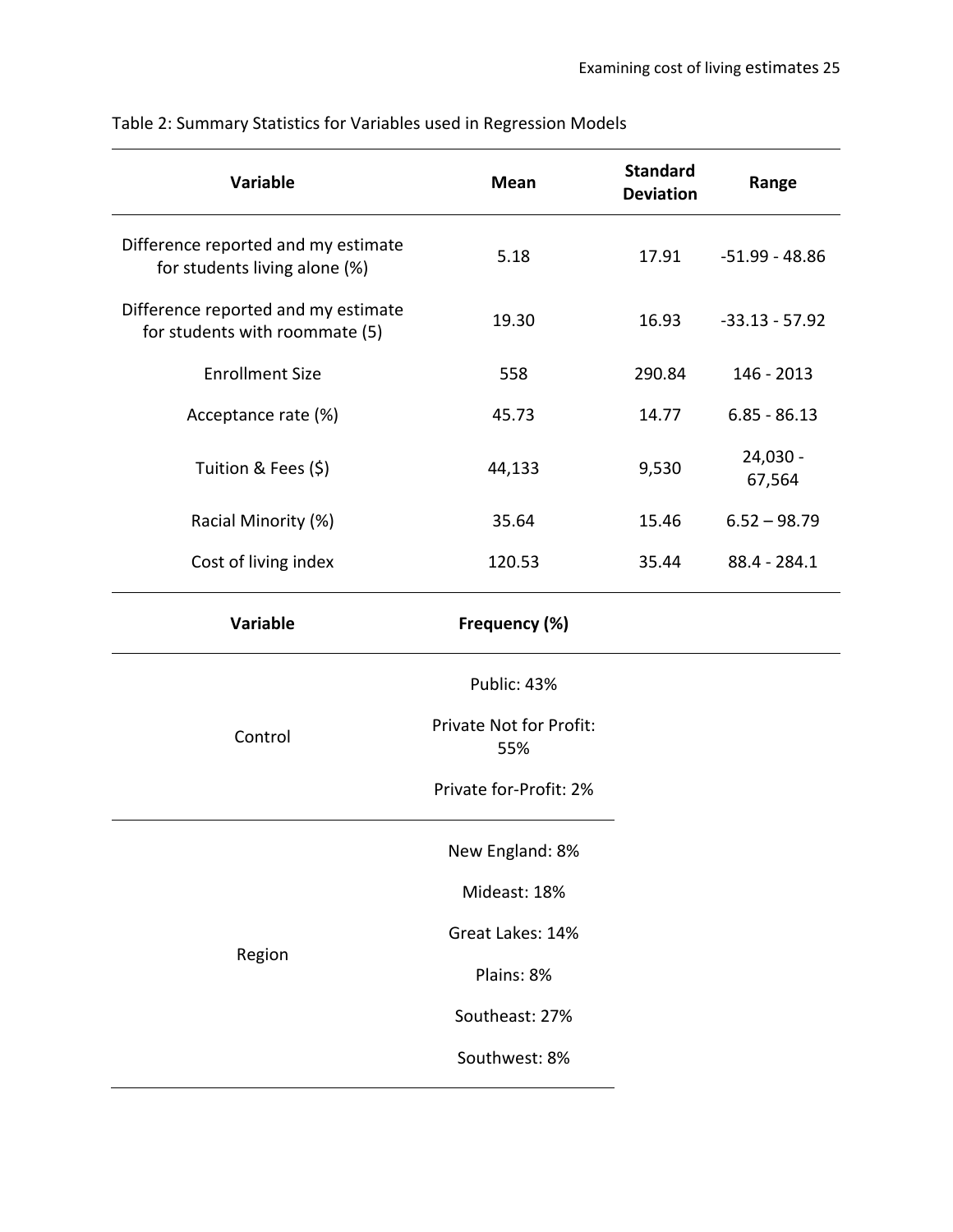Table 2: Summary Statistics for Variables used in Regression Models

| Variable | Mean | Standard Deviation | Range |
|---|---|---|---|
| Difference reported and my estimate for students living alone (%) | 5.18 | 17.91 | -51.99 - 48.86 |
| Difference reported and my estimate for students with roommate (5) | 19.30 | 16.93 | -33.13 - 57.92 |
| Enrollment Size | 558 | 290.84 | 146 - 2013 |
| Acceptance rate (%) | 45.73 | 14.77 | 6.85 - 86.13 |
| Tuition & Fees ($) | 44,133 | 9,530 | 24,030 - 67,564 |
| Racial Minority (%) | 35.64 | 15.46 | 6.52 – 98.79 |
| Cost of living index | 120.53 | 35.44 | 88.4 - 284.1 |

| Variable | Frequency (%) |
|---|---|
| Control | Public: 43% |
| | Private Not for Profit: 55% |
| | Private for-Profit: 2% |
| Region | New England: 8% |
| | Mideast: 18% |
| | Great Lakes: 14% |
| | Plains: 8% |
| | Southeast: 27% |
| | Southwest: 8% |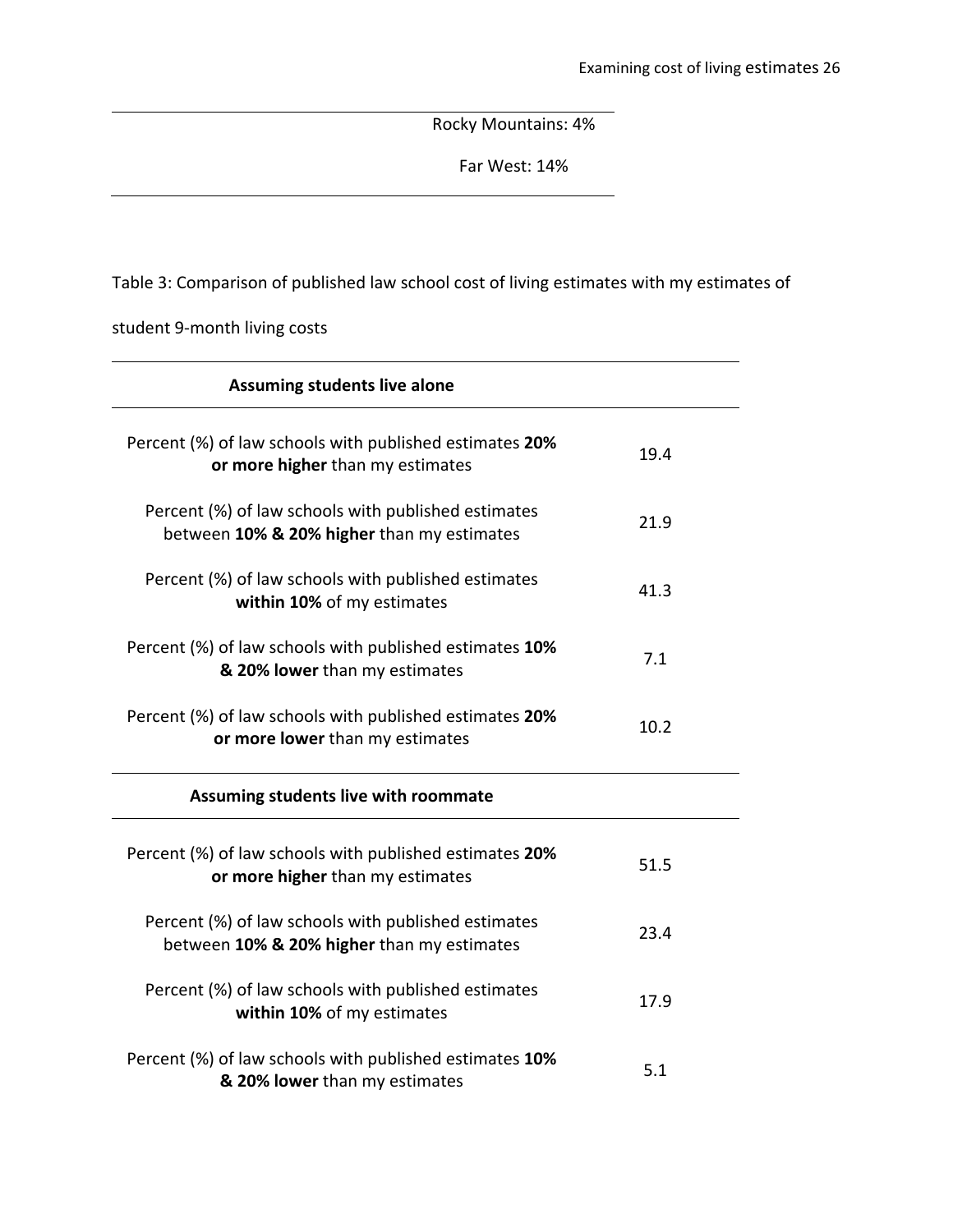| |
|---|
| Rocky Mountains: 4% |
| Far West: 14% |

Table 3: Comparison of published law school cost of living estimates with my estimates of student 9-month living costs

| **Assuming students live alone** | |
|---|---|
| Percent (%) of law schools with published estimates **20% or more higher** than my estimates | 19.4 |
| Percent (%) of law schools with published estimates between **10% & 20% higher** than my estimates | 21.9 |
| Percent (%) of law schools with published estimates **within 10%** of my estimates | 41.3 |
| Percent (%) of law schools with published estimates **10% & 20% lower** than my estimates | 7.1 |
| Percent (%) of law schools with published estimates **20% or more lower** than my estimates | 10.2 |
| **Assuming students live with roommate** | |
| Percent (%) of law schools with published estimates **20% or more higher** than my estimates | 51.5 |
| Percent (%) of law schools with published estimates between **10% & 20% higher** than my estimates | 23.4 |
| Percent (%) of law schools with published estimates **within 10%** of my estimates | 17.9 |
| Percent (%) of law schools with published estimates **10% & 20% lower** than my estimates | 5.1 |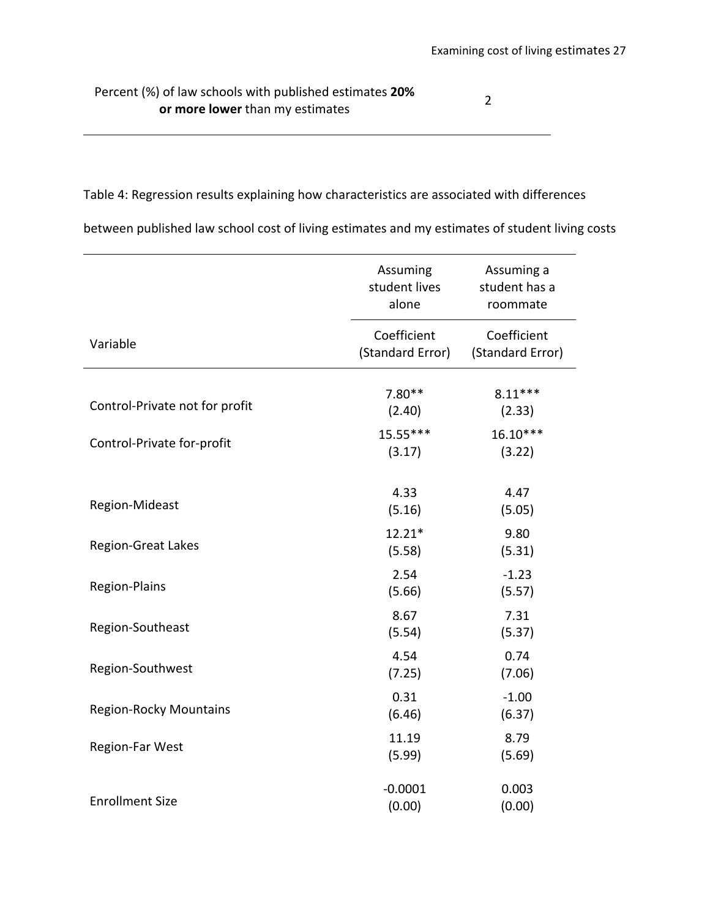| | |
|---|---|
| Percent (%) of law schools with published estimates **20% or more lower** than my estimates | 2 |

Table 4: Regression results explaining how characteristics are associated with differences between published law school cost of living estimates and my estimates of student living costs

| | Assuming student lives alone | Assuming a student has a roommate |
|---|---|---|
| Variable | Coefficient (Standard Error) | Coefficient (Standard Error) |
| Control-Private not for profit | 7.80** (2.40) | 8.11*** (2.33) |
| Control-Private for-profit | 15.55*** (3.17) | 16.10*** (3.22) |
| Region-Mideast | 4.33 (5.16) | 4.47 (5.05) |
| Region-Great Lakes | 12.21* (5.58) | 9.80 (5.31) |
| Region-Plains | 2.54 (5.66) | -1.23 (5.57) |
| Region-Southeast | 8.67 (5.54) | 7.31 (5.37) |
| Region-Southwest | 4.54 (7.25) | 0.74 (7.06) |
| Region-Rocky Mountains | 0.31 (6.46) | -1.00 (6.37) |
| Region-Far West | 11.19 (5.99) | 8.79 (5.69) |
| Enrollment Size | -0.0001 (0.00) | 0.003 (0.00) |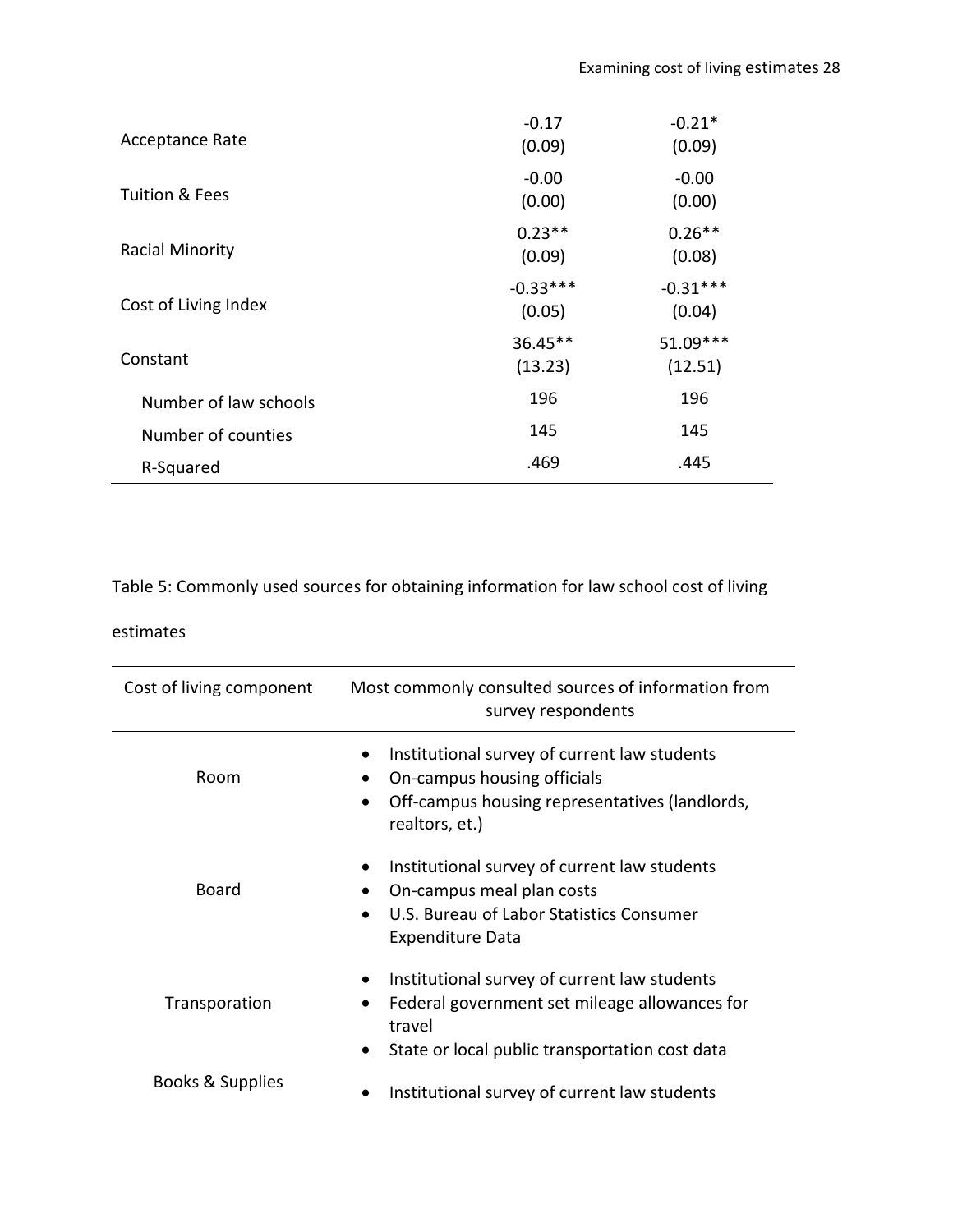| | | |
|---|---|---|
| Acceptance Rate | -0.17<br>(0.09) | -0.21*<br>(0.09) |
| Tuition & Fees | -0.00<br>(0.00) | -0.00<br>(0.00) |
| Racial Minority | 0.23**<br>(0.09) | 0.26**<br>(0.08) |
| Cost of Living Index | -0.33***<br>(0.05) | -0.31***<br>(0.04) |
| Constant | 36.45**<br>(13.23) | 51.09***<br>(12.51) |
| Number of law schools | 196 | 196 |
| Number of counties | 145 | 145 |
| R-Squared | .469 | .445 |

Table 5: Commonly used sources for obtaining information for law school cost of living estimates

| Cost of living component | Most commonly consulted sources of information from survey respondents |
|---|---|
| Room | • Institutional survey of current law students<br>• On-campus housing officials<br>• Off-campus housing representatives (landlords, realtors, et.) |
| Board | • Institutional survey of current law students<br>• On-campus meal plan costs<br>• U.S. Bureau of Labor Statistics Consumer Expenditure Data |
| Transporation | • Institutional survey of current law students<br>• Federal government set mileage allowances for travel<br>• State or local public transportation cost data |
| Books & Supplies | • Institutional survey of current law students |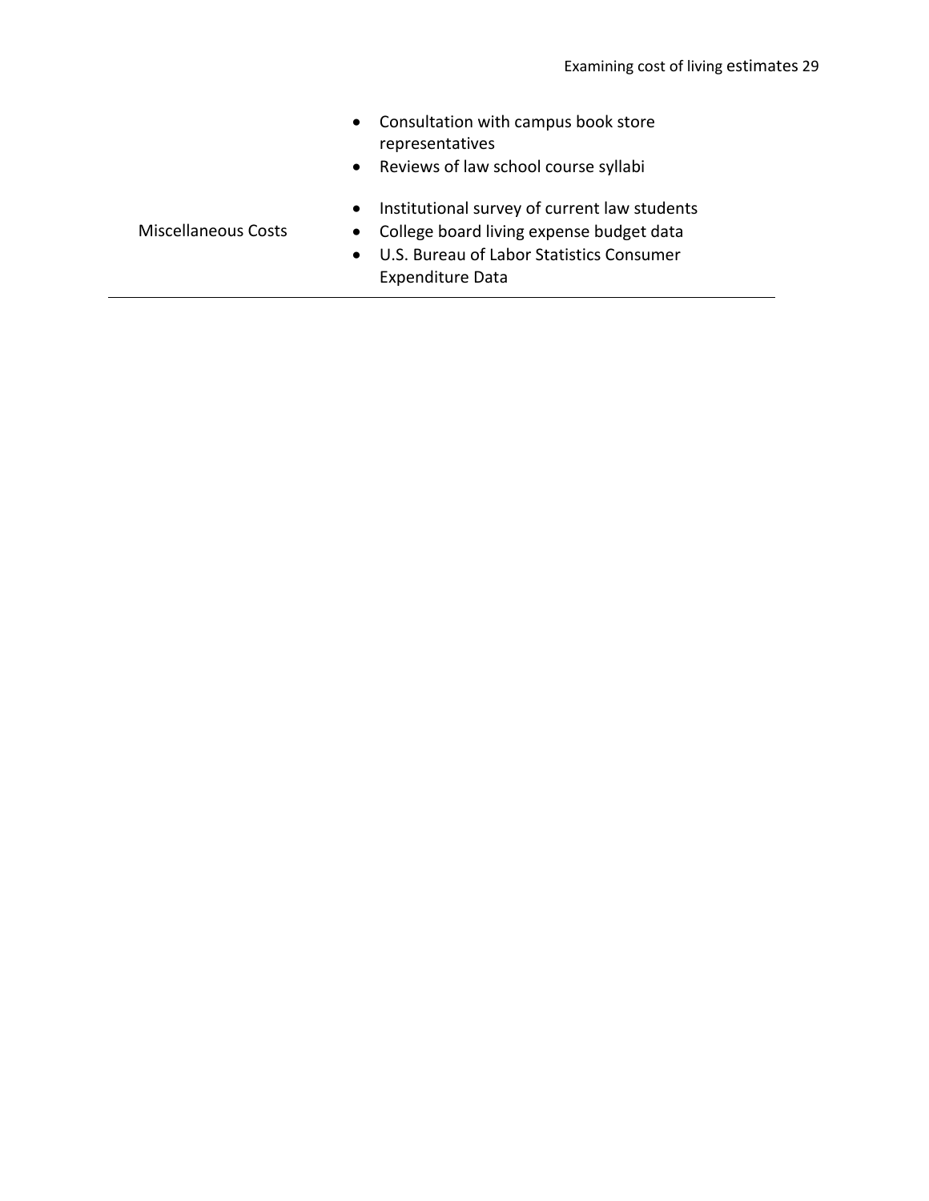|  |  |
| --- | --- |
|  | • Consultation with campus book store representatives<br>• Reviews of law school course syllabi |
| Miscellaneous Costs | • Institutional survey of current law students<br>• College board living expense budget data<br>• U.S. Bureau of Labor Statistics Consumer Expenditure Data |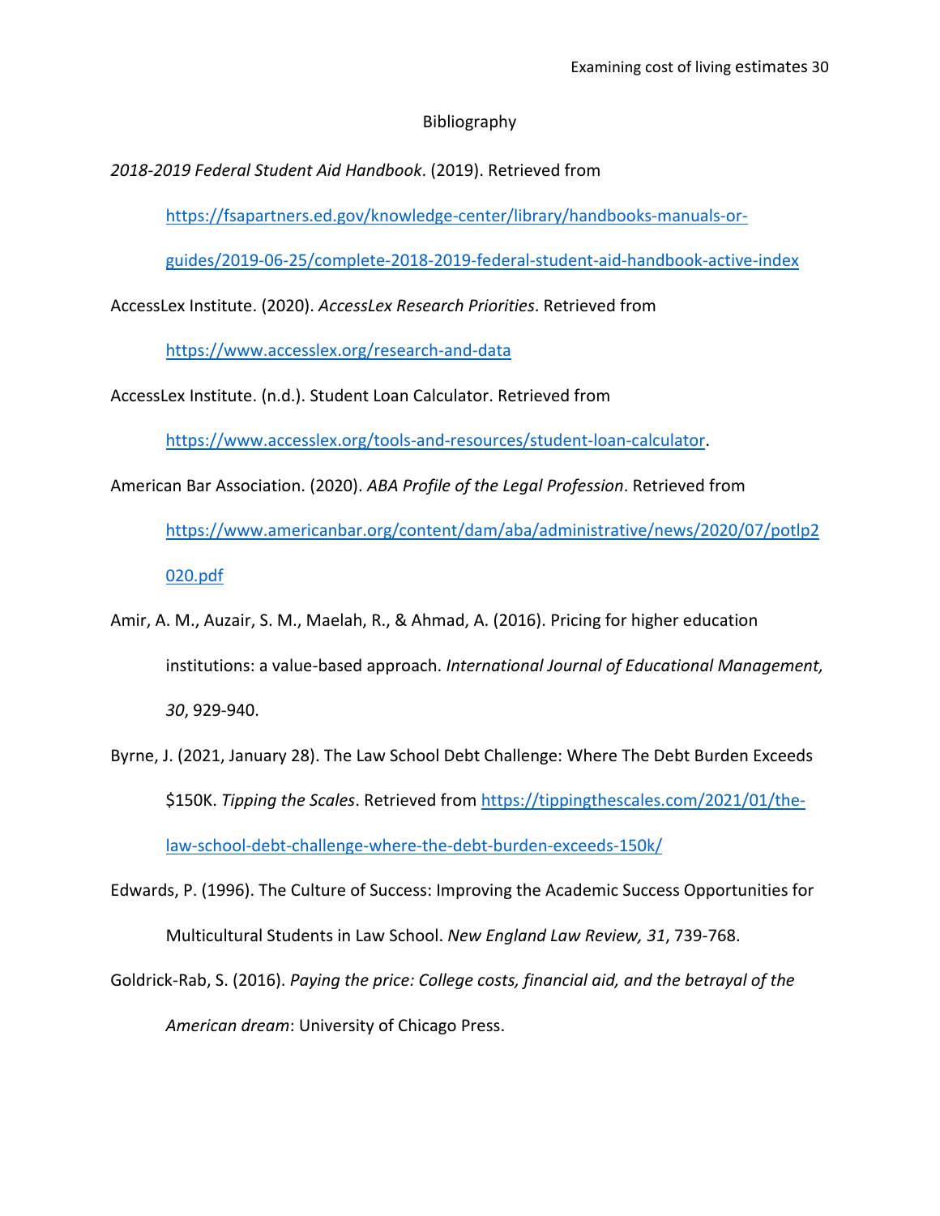# Bibliography

*2018-2019 Federal Student Aid Handbook*. (2019). Retrieved from https://fsapartners.ed.gov/knowledge-center/library/handbooks-manuals-or-guides/2019-06-25/complete-2018-2019-federal-student-aid-handbook-active-index

AccessLex Institute. (2020). *AccessLex Research Priorities*. Retrieved from https://www.accesslex.org/research-and-data

AccessLex Institute. (n.d.). Student Loan Calculator. Retrieved from https://www.accesslex.org/tools-and-resources/student-loan-calculator.

American Bar Association. (2020). *ABA Profile of the Legal Profession*. Retrieved from https://www.americanbar.org/content/dam/aba/administrative/news/2020/07/potlp2020.pdf

Amir, A. M., Auzair, S. M., Maelah, R., & Ahmad, A. (2016). Pricing for higher education institutions: a value-based approach. *International Journal of Educational Management, 30*, 929-940.

Byrne, J. (2021, January 28). The Law School Debt Challenge: Where The Debt Burden Exceeds $150K. *Tipping the Scales*. Retrieved from https://tippingthescales.com/2021/01/the-law-school-debt-challenge-where-the-debt-burden-exceeds-150k/

Edwards, P. (1996). The Culture of Success: Improving the Academic Success Opportunities for Multicultural Students in Law School. *New England Law Review, 31*, 739-768.

Goldrick-Rab, S. (2016). *Paying the price: College costs, financial aid, and the betrayal of the American dream*: University of Chicago Press.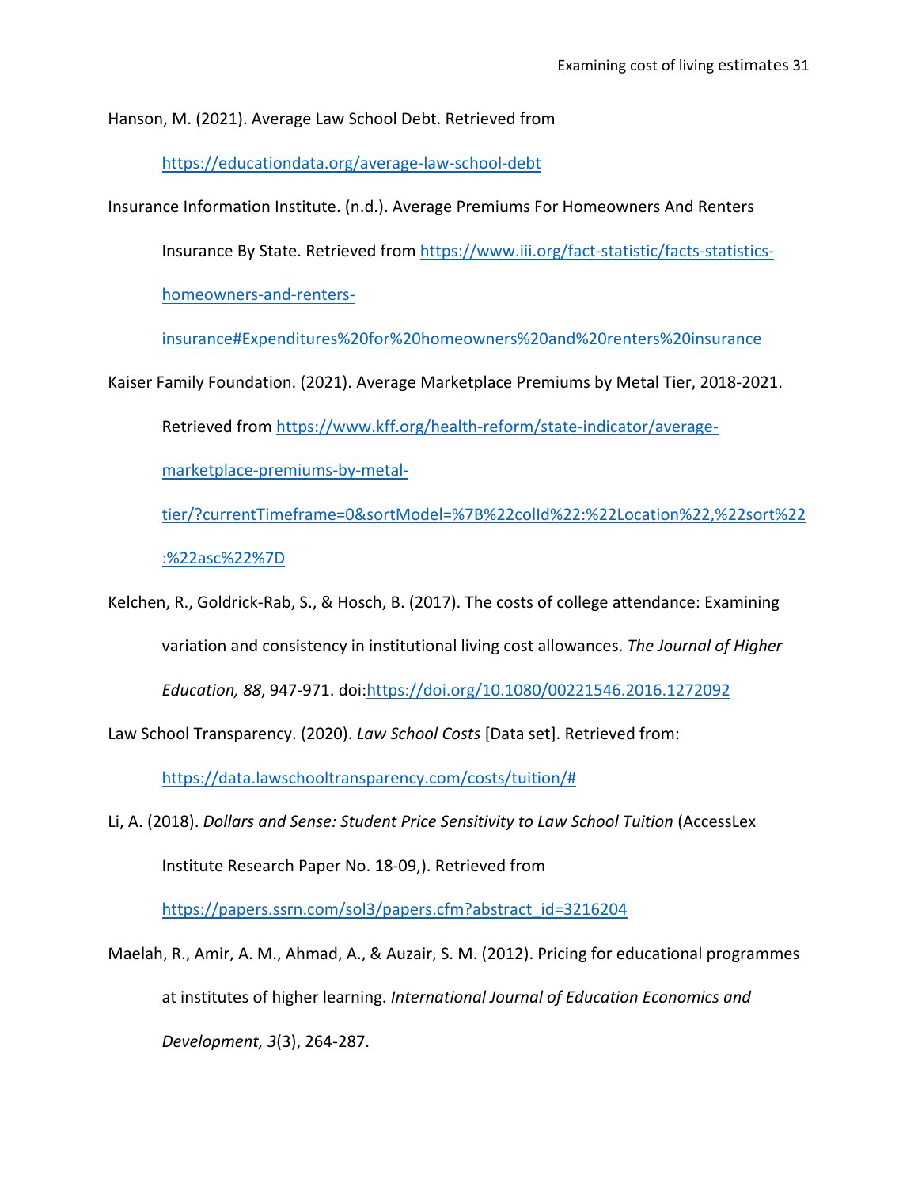Hanson, M. (2021). Average Law School Debt. Retrieved from https://educationdata.org/average-law-school-debt

Insurance Information Institute. (n.d.). Average Premiums For Homeowners And Renters Insurance By State. Retrieved from https://www.iii.org/fact-statistic/facts-statistics-homeowners-and-renters-insurance#Expenditures%20for%20homeowners%20and%20renters%20insurance

Kaiser Family Foundation. (2021). Average Marketplace Premiums by Metal Tier, 2018-2021. Retrieved from https://www.kff.org/health-reform/state-indicator/average-marketplace-premiums-by-metal-tier/?currentTimeframe=0&sortModel=%7B%22colId%22:%22Location%22,%22sort%22:%22asc%22%7D

Kelchen, R., Goldrick-Rab, S., & Hosch, B. (2017). The costs of college attendance: Examining variation and consistency in institutional living cost allowances. *The Journal of Higher Education, 88*, 947-971. doi:https://doi.org/10.1080/00221546.2016.1272092

Law School Transparency. (2020). *Law School Costs* [Data set]. Retrieved from: https://data.lawschooltransparency.com/costs/tuition/#

Li, A. (2018). *Dollars and Sense: Student Price Sensitivity to Law School Tuition* (AccessLex Institute Research Paper No. 18-09,). Retrieved from https://papers.ssrn.com/sol3/papers.cfm?abstract_id=3216204

Maelah, R., Amir, A. M., Ahmad, A., & Auzair, S. M. (2012). Pricing for educational programmes at institutes of higher learning. *International Journal of Education Economics and Development, 3*(3), 264-287.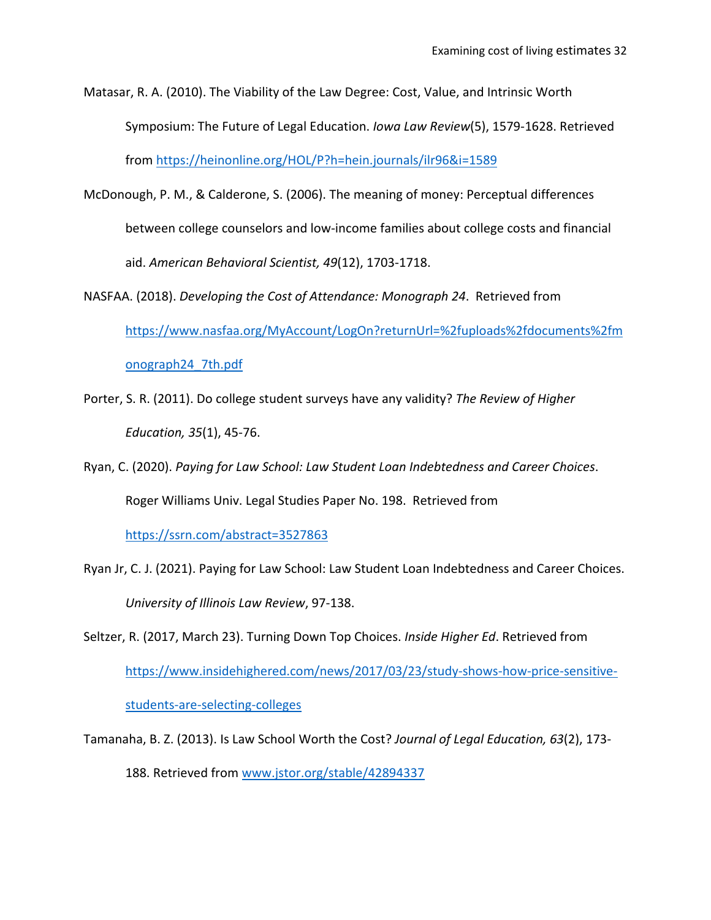Matasar, R. A. (2010). The Viability of the Law Degree: Cost, Value, and Intrinsic Worth Symposium: The Future of Legal Education. *Iowa Law Review*(5), 1579-1628. Retrieved from https://heinonline.org/HOL/P?h=hein.journals/ilr96&i=1589

McDonough, P. M., & Calderone, S. (2006). The meaning of money: Perceptual differences between college counselors and low-income families about college costs and financial aid. *American Behavioral Scientist, 49*(12), 1703-1718.

NASFAA. (2018). *Developing the Cost of Attendance: Monograph 24*. Retrieved from https://www.nasfaa.org/MyAccount/LogOn?returnUrl=%2fuploads%2fdocuments%2fmonograph24_7th.pdf

Porter, S. R. (2011). Do college student surveys have any validity? *The Review of Higher Education, 35*(1), 45-76.

Ryan, C. (2020). *Paying for Law School: Law Student Loan Indebtedness and Career Choices*. Roger Williams Univ. Legal Studies Paper No. 198. Retrieved from https://ssrn.com/abstract=3527863

Ryan Jr, C. J. (2021). Paying for Law School: Law Student Loan Indebtedness and Career Choices. *University of Illinois Law Review*, 97-138.

Seltzer, R. (2017, March 23). Turning Down Top Choices. *Inside Higher Ed*. Retrieved from https://www.insidehighered.com/news/2017/03/23/study-shows-how-price-sensitive-students-are-selecting-colleges

Tamanaha, B. Z. (2013). Is Law School Worth the Cost? *Journal of Legal Education, 63*(2), 173-188. Retrieved from www.jstor.org/stable/42894337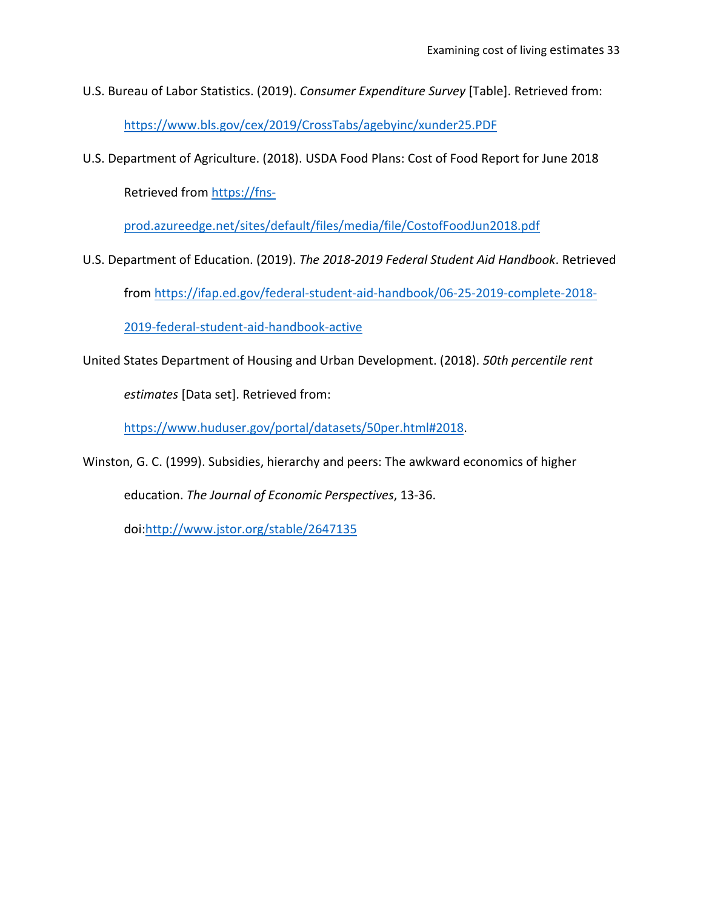U.S. Bureau of Labor Statistics. (2019). *Consumer Expenditure Survey* [Table]. Retrieved from: https://www.bls.gov/cex/2019/CrossTabs/agebyinc/xunder25.PDF

U.S. Department of Agriculture. (2018). USDA Food Plans: Cost of Food Report for June 2018 Retrieved from https://fns-prod.azureedge.net/sites/default/files/media/file/CostofFoodJun2018.pdf

U.S. Department of Education. (2019). *The 2018-2019 Federal Student Aid Handbook*. Retrieved from https://ifap.ed.gov/federal-student-aid-handbook/06-25-2019-complete-2018-2019-federal-student-aid-handbook-active

United States Department of Housing and Urban Development. (2018). *50th percentile rent estimates* [Data set]. Retrieved from: https://www.huduser.gov/portal/datasets/50per.html#2018.

Winston, G. C. (1999). Subsidies, hierarchy and peers: The awkward economics of higher education. *The Journal of Economic Perspectives*, 13-36. doi:http://www.jstor.org/stable/2647135